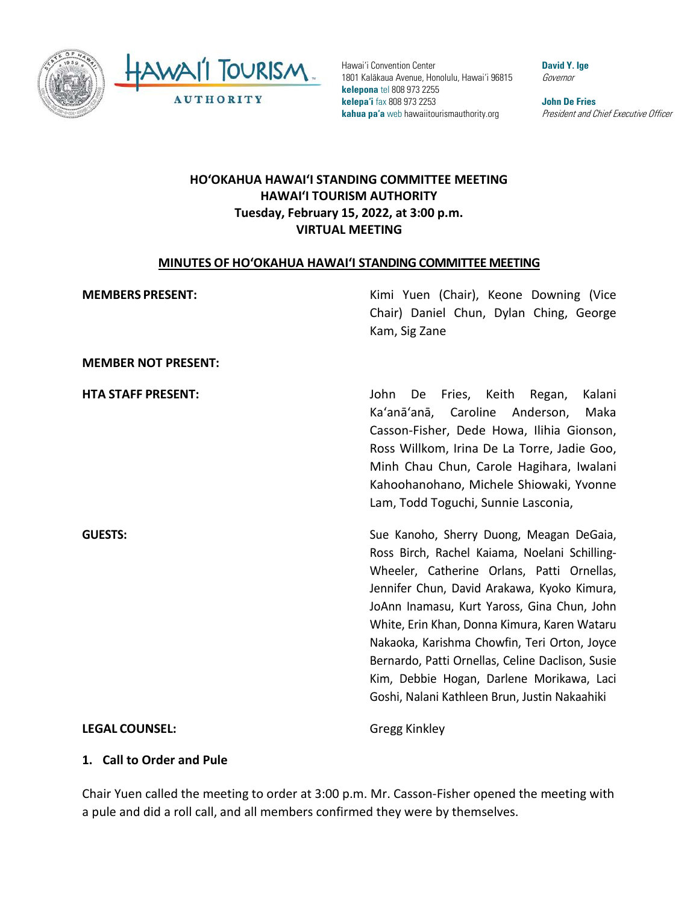Hawaiʻi Convention Center
1801 Kalākaua Avenue, Honolulu, Hawaiʻi 96815
**kelepona** tel 808 973 2255
**kelepaʻi** fax 808 973 2253
**kahua paʻa** web hawaiitourismauthority.org

**David Y. Ige**
*Governor*

**John De Fries**
*President and Chief Executive Officer*

# HOʻOKAHUA HAWAIʻI STANDING COMMITTEE MEETING
## HAWAIʻI TOURISM AUTHORITY
**Tuesday, February 15, 2022, at 3:00 p.m.**
**VIRTUAL MEETING**

## MINUTES OF HOʻOKAHUA HAWAIʻI STANDING COMMITTEE MEETING

**MEMBERS PRESENT:** Kimi Yuen (Chair), Keone Downing (Vice Chair) Daniel Chun, Dylan Ching, George Kam, Sig Zane

**MEMBER NOT PRESENT:**

**HTA STAFF PRESENT:** John De Fries, Keith Regan, Kalani Kaʻanāʻanā, Caroline Anderson, Maka Casson-Fisher, Dede Howa, Ilihia Gionson, Ross Willkom, Irina De La Torre, Jadie Goo, Minh Chau Chun, Carole Hagihara, Iwalani Kahoohanohano, Michele Shiowaki, Yvonne Lam, Todd Toguchi, Sunnie Lasconia,

**GUESTS:** Sue Kanoho, Sherry Duong, Meagan DeGaia, Ross Birch, Rachel Kaiama, Noelani Schilling-Wheeler, Catherine Orlans, Patti Ornellas, Jennifer Chun, David Arakawa, Kyoko Kimura, JoAnn Inamasu, Kurt Yaross, Gina Chun, John White, Erin Khan, Donna Kimura, Karen Wataru Nakaoka, Karishma Chowfin, Teri Orton, Joyce Bernardo, Patti Ornellas, Celine Daclison, Susie Kim, Debbie Hogan, Darlene Morikawa, Laci Goshi, Nalani Kathleen Brun, Justin Nakaahiki

**LEGAL COUNSEL:** Gregg Kinkley

### 1. Call to Order and Pule

Chair Yuen called the meeting to order at 3:00 p.m. Mr. Casson-Fisher opened the meeting with a pule and did a roll call, and all members confirmed they were by themselves.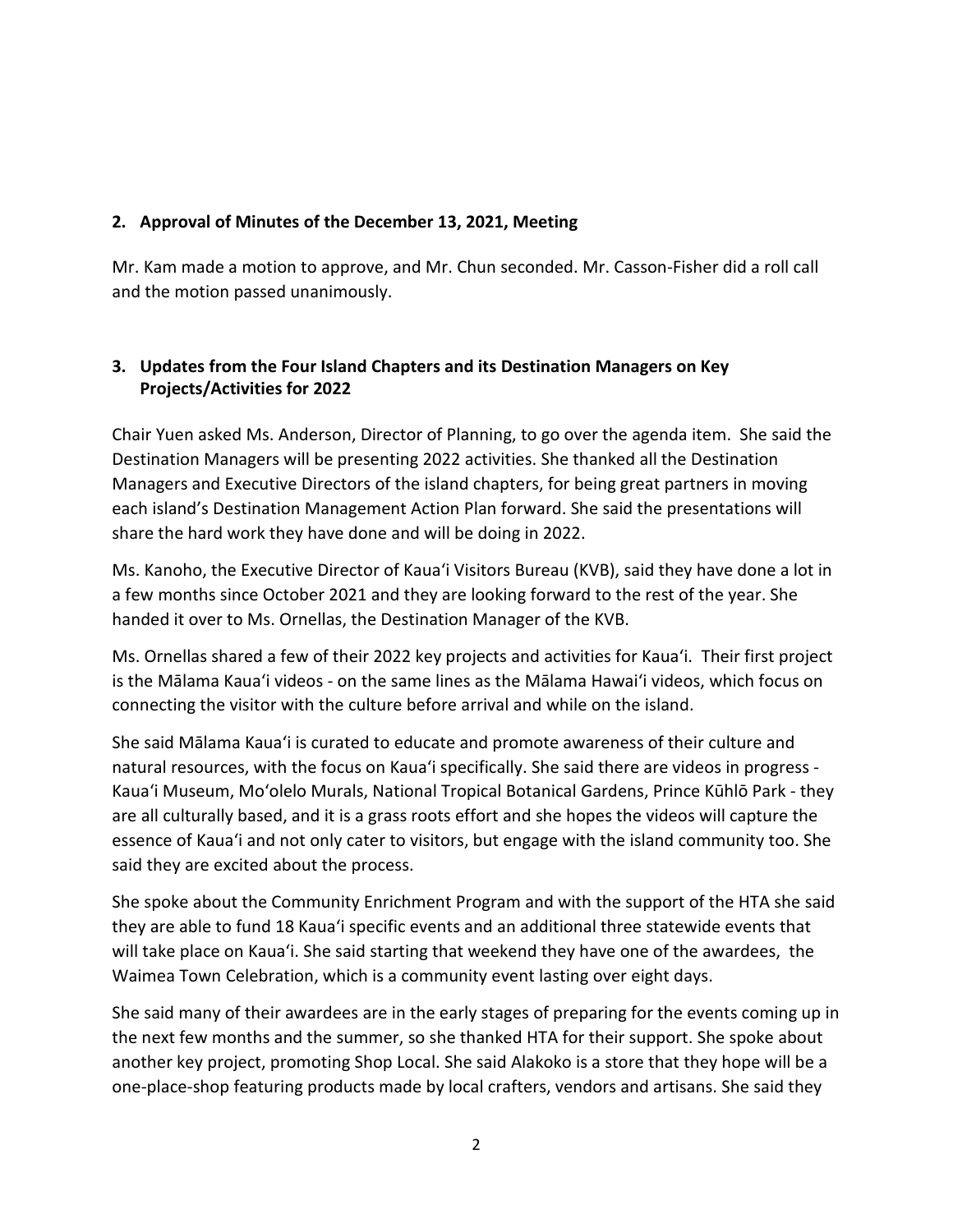## 2. Approval of Minutes of the December 13, 2021, Meeting

Mr. Kam made a motion to approve, and Mr. Chun seconded. Mr. Casson-Fisher did a roll call and the motion passed unanimously.

## 3. Updates from the Four Island Chapters and its Destination Managers on Key Projects/Activities for 2022

Chair Yuen asked Ms. Anderson, Director of Planning, to go over the agenda item. She said the Destination Managers will be presenting 2022 activities. She thanked all the Destination Managers and Executive Directors of the island chapters, for being great partners in moving each island's Destination Management Action Plan forward. She said the presentations will share the hard work they have done and will be doing in 2022.

Ms. Kanoho, the Executive Director of Kauaʻi Visitors Bureau (KVB), said they have done a lot in a few months since October 2021 and they are looking forward to the rest of the year. She handed it over to Ms. Ornellas, the Destination Manager of the KVB.

Ms. Ornellas shared a few of their 2022 key projects and activities for Kauaʻi. Their first project is the Mālama Kauaʻi videos - on the same lines as the Mālama Hawaiʻi videos, which focus on connecting the visitor with the culture before arrival and while on the island.

She said Mālama Kauaʻi is curated to educate and promote awareness of their culture and natural resources, with the focus on Kauaʻi specifically. She said there are videos in progress - Kauaʻi Museum, Moʻolelo Murals, National Tropical Botanical Gardens, Prince Kūhlō Park - they are all culturally based, and it is a grass roots effort and she hopes the videos will capture the essence of Kauaʻi and not only cater to visitors, but engage with the island community too. She said they are excited about the process.

She spoke about the Community Enrichment Program and with the support of the HTA she said they are able to fund 18 Kauaʻi specific events and an additional three statewide events that will take place on Kauaʻi. She said starting that weekend they have one of the awardees, the Waimea Town Celebration, which is a community event lasting over eight days.

She said many of their awardees are in the early stages of preparing for the events coming up in the next few months and the summer, so she thanked HTA for their support. She spoke about another key project, promoting Shop Local. She said Alakoko is a store that they hope will be a one-place-shop featuring products made by local crafters, vendors and artisans. She said they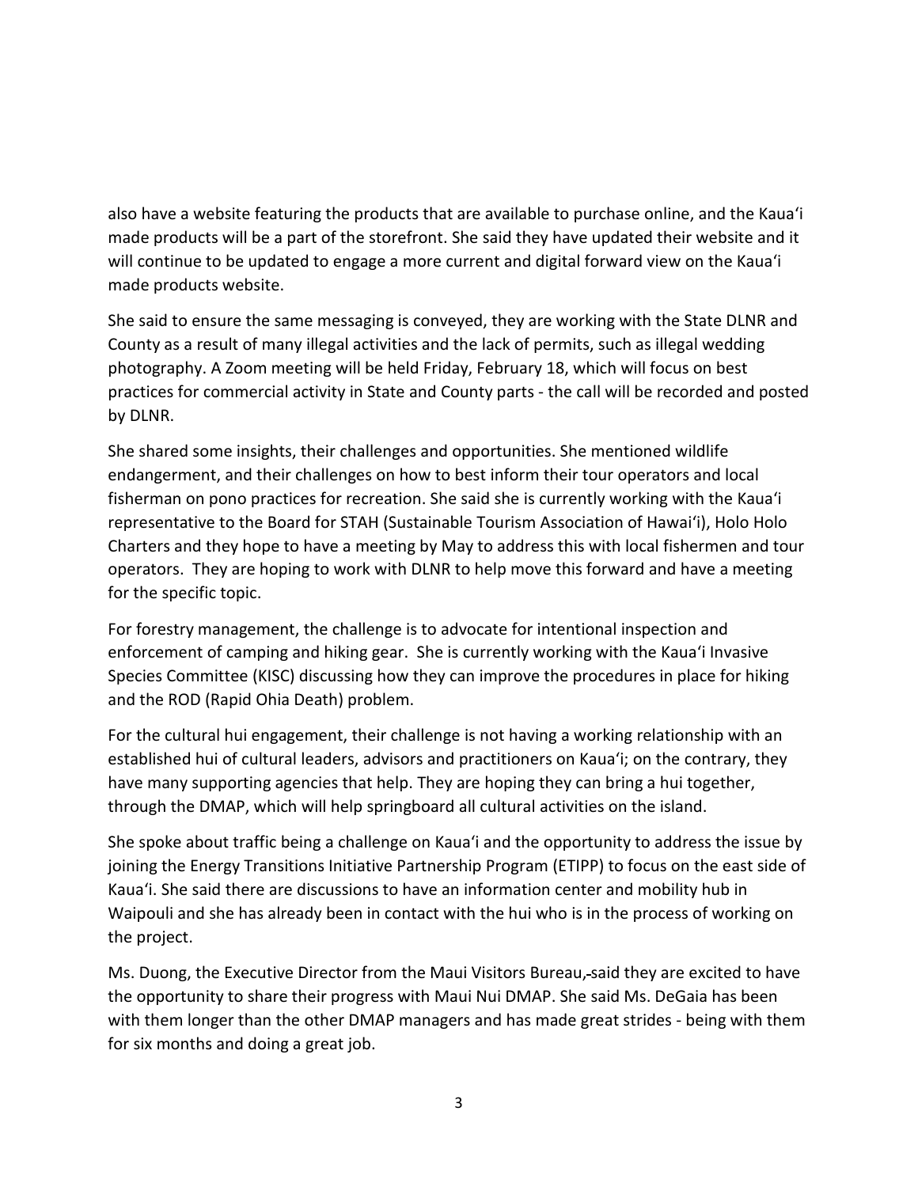also have a website featuring the products that are available to purchase online, and the Kauaʻi made products will be a part of the storefront. She said they have updated their website and it will continue to be updated to engage a more current and digital forward view on the Kauaʻi made products website.

She said to ensure the same messaging is conveyed, they are working with the State DLNR and County as a result of many illegal activities and the lack of permits, such as illegal wedding photography. A Zoom meeting will be held Friday, February 18, which will focus on best practices for commercial activity in State and County parts - the call will be recorded and posted by DLNR.

She shared some insights, their challenges and opportunities. She mentioned wildlife endangerment, and their challenges on how to best inform their tour operators and local fisherman on pono practices for recreation. She said she is currently working with the Kauaʻi representative to the Board for STAH (Sustainable Tourism Association of Hawaiʻi), Holo Holo Charters and they hope to have a meeting by May to address this with local fishermen and tour operators. They are hoping to work with DLNR to help move this forward and have a meeting for the specific topic.

For forestry management, the challenge is to advocate for intentional inspection and enforcement of camping and hiking gear. She is currently working with the Kauaʻi Invasive Species Committee (KISC) discussing how they can improve the procedures in place for hiking and the ROD (Rapid Ohia Death) problem.

For the cultural hui engagement, their challenge is not having a working relationship with an established hui of cultural leaders, advisors and practitioners on Kauaʻi; on the contrary, they have many supporting agencies that help. They are hoping they can bring a hui together, through the DMAP, which will help springboard all cultural activities on the island.

She spoke about traffic being a challenge on Kauaʻi and the opportunity to address the issue by joining the Energy Transitions Initiative Partnership Program (ETIPP) to focus on the east side of Kauaʻi. She said there are discussions to have an information center and mobility hub in Waipouli and she has already been in contact with the hui who is in the process of working on the project.

Ms. Duong, the Executive Director from the Maui Visitors Bureau, said they are excited to have the opportunity to share their progress with Maui Nui DMAP. She said Ms. DeGaia has been with them longer than the other DMAP managers and has made great strides - being with them for six months and doing a great job.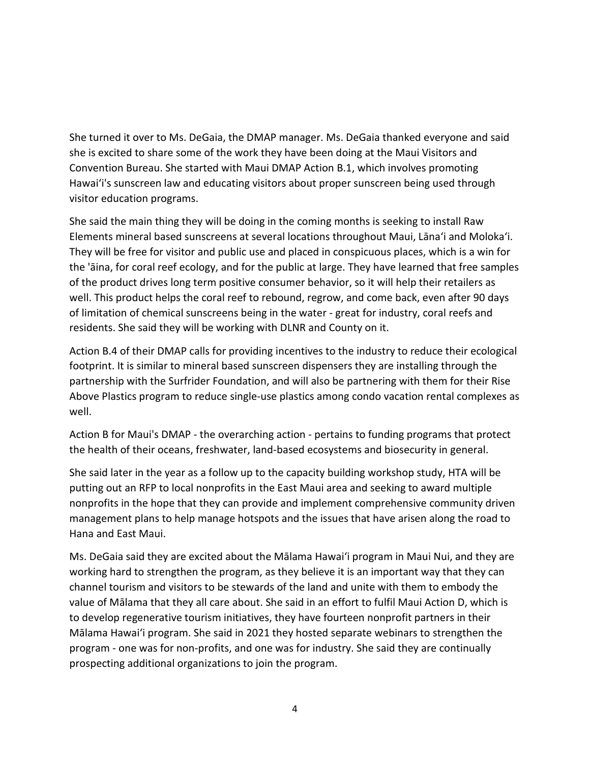She turned it over to Ms. DeGaia, the DMAP manager. Ms. DeGaia thanked everyone and said she is excited to share some of the work they have been doing at the Maui Visitors and Convention Bureau. She started with Maui DMAP Action B.1, which involves promoting Hawaiʻi's sunscreen law and educating visitors about proper sunscreen being used through visitor education programs.

She said the main thing they will be doing in the coming months is seeking to install Raw Elements mineral based sunscreens at several locations throughout Maui, Lānaʻi and Molokaʻi. They will be free for visitor and public use and placed in conspicuous places, which is a win for the 'āina, for coral reef ecology, and for the public at large. They have learned that free samples of the product drives long term positive consumer behavior, so it will help their retailers as well. This product helps the coral reef to rebound, regrow, and come back, even after 90 days of limitation of chemical sunscreens being in the water - great for industry, coral reefs and residents. She said they will be working with DLNR and County on it.

Action B.4 of their DMAP calls for providing incentives to the industry to reduce their ecological footprint. It is similar to mineral based sunscreen dispensers they are installing through the partnership with the Surfrider Foundation, and will also be partnering with them for their Rise Above Plastics program to reduce single-use plastics among condo vacation rental complexes as well.

Action B for Maui's DMAP - the overarching action - pertains to funding programs that protect the health of their oceans, freshwater, land-based ecosystems and biosecurity in general.

She said later in the year as a follow up to the capacity building workshop study, HTA will be putting out an RFP to local nonprofits in the East Maui area and seeking to award multiple nonprofits in the hope that they can provide and implement comprehensive community driven management plans to help manage hotspots and the issues that have arisen along the road to Hana and East Maui.

Ms. DeGaia said they are excited about the Mālama Hawaiʻi program in Maui Nui, and they are working hard to strengthen the program, as they believe it is an important way that they can channel tourism and visitors to be stewards of the land and unite with them to embody the value of Mālama that they all care about. She said in an effort to fulfil Maui Action D, which is to develop regenerative tourism initiatives, they have fourteen nonprofit partners in their Mālama Hawaiʻi program. She said in 2021 they hosted separate webinars to strengthen the program - one was for non-profits, and one was for industry. She said they are continually prospecting additional organizations to join the program.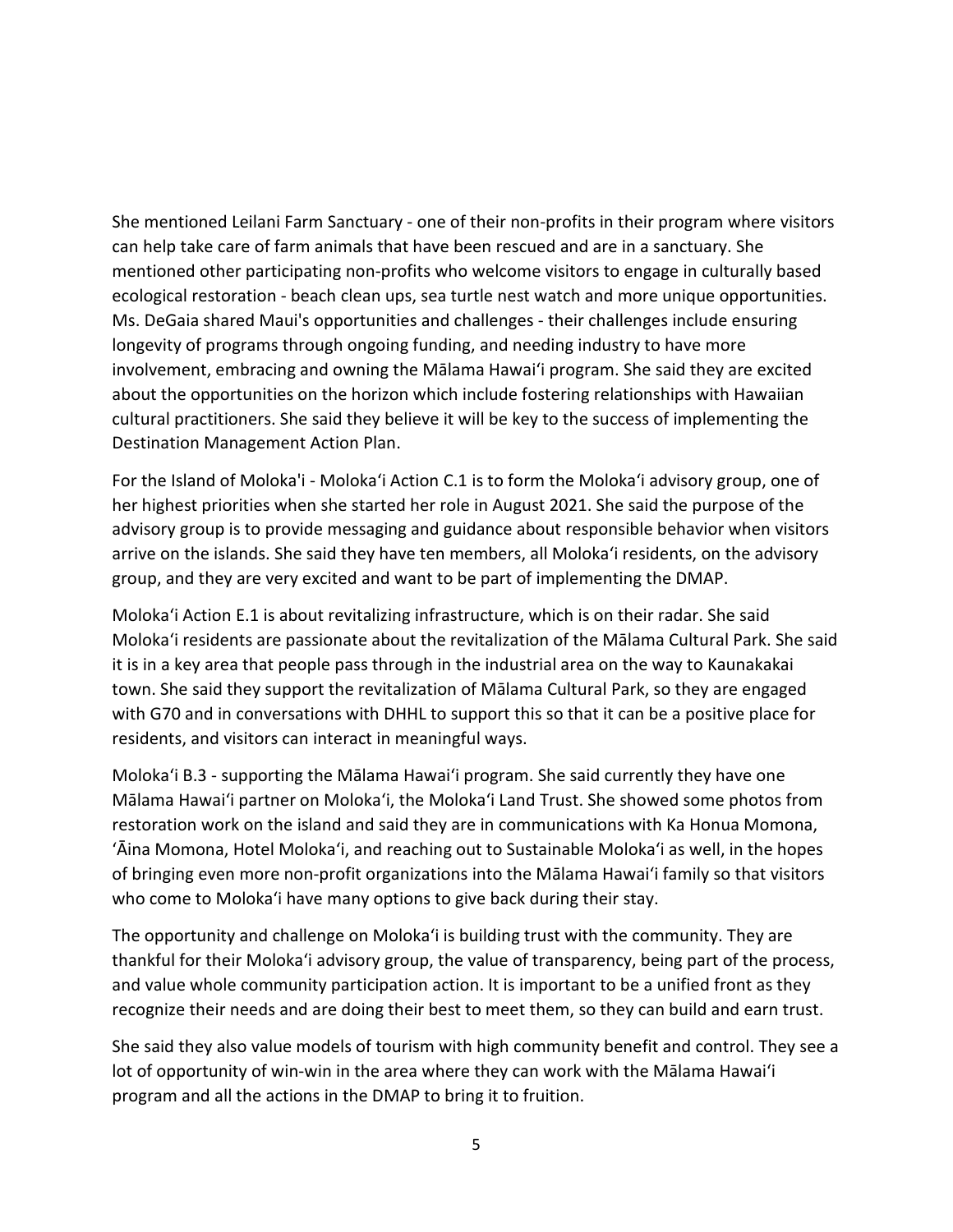She mentioned Leilani Farm Sanctuary - one of their non-profits in their program where visitors can help take care of farm animals that have been rescued and are in a sanctuary. She mentioned other participating non-profits who welcome visitors to engage in culturally based ecological restoration - beach clean ups, sea turtle nest watch and more unique opportunities. Ms. DeGaia shared Maui's opportunities and challenges - their challenges include ensuring longevity of programs through ongoing funding, and needing industry to have more involvement, embracing and owning the Mālama Hawaiʻi program. She said they are excited about the opportunities on the horizon which include fostering relationships with Hawaiian cultural practitioners. She said they believe it will be key to the success of implementing the Destination Management Action Plan.

For the Island of Moloka'i - Molokaʻi Action C.1 is to form the Molokaʻi advisory group, one of her highest priorities when she started her role in August 2021. She said the purpose of the advisory group is to provide messaging and guidance about responsible behavior when visitors arrive on the islands. She said they have ten members, all Molokaʻi residents, on the advisory group, and they are very excited and want to be part of implementing the DMAP.

Molokaʻi Action E.1 is about revitalizing infrastructure, which is on their radar. She said Molokaʻi residents are passionate about the revitalization of the Mālama Cultural Park. She said it is in a key area that people pass through in the industrial area on the way to Kaunakakai town. She said they support the revitalization of Mālama Cultural Park, so they are engaged with G70 and in conversations with DHHL to support this so that it can be a positive place for residents, and visitors can interact in meaningful ways.

Molokaʻi B.3 - supporting the Mālama Hawaiʻi program. She said currently they have one Mālama Hawaiʻi partner on Molokaʻi, the Molokaʻi Land Trust. She showed some photos from restoration work on the island and said they are in communications with Ka Honua Momona, ʻĀina Momona, Hotel Molokaʻi, and reaching out to Sustainable Molokaʻi as well, in the hopes of bringing even more non-profit organizations into the Mālama Hawaiʻi family so that visitors who come to Molokaʻi have many options to give back during their stay.

The opportunity and challenge on Molokaʻi is building trust with the community. They are thankful for their Molokaʻi advisory group, the value of transparency, being part of the process, and value whole community participation action. It is important to be a unified front as they recognize their needs and are doing their best to meet them, so they can build and earn trust.

She said they also value models of tourism with high community benefit and control. They see a lot of opportunity of win-win in the area where they can work with the Mālama Hawaiʻi program and all the actions in the DMAP to bring it to fruition.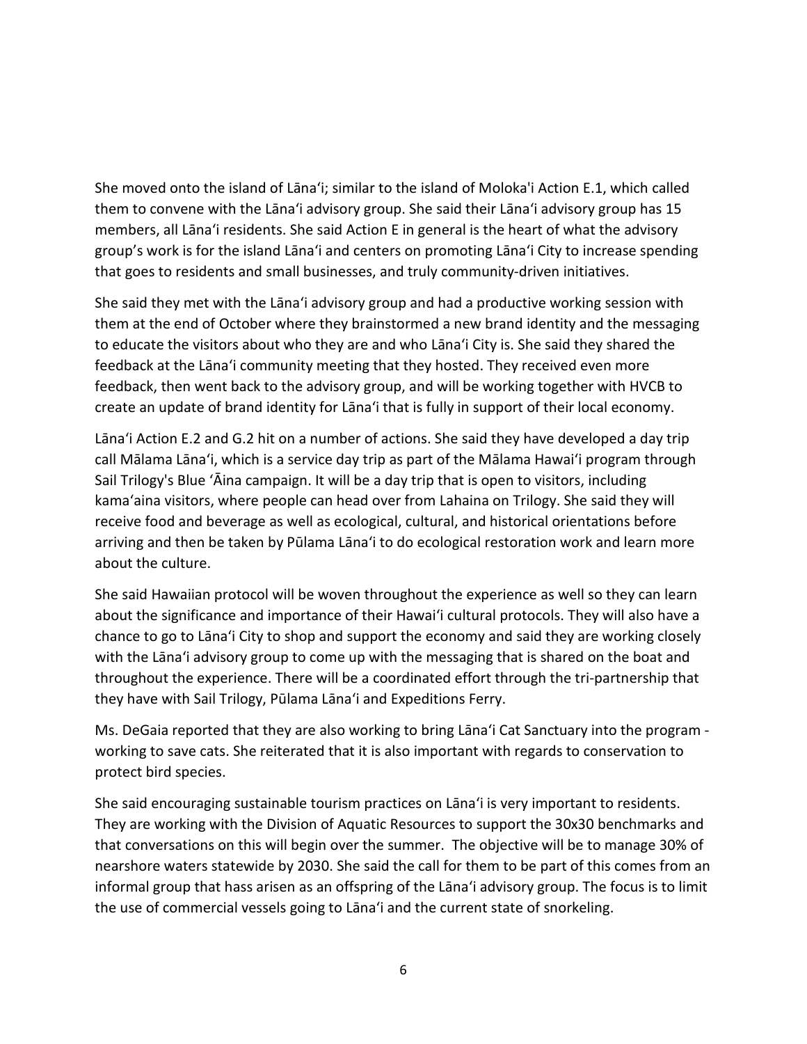She moved onto the island of Lānaʻi; similar to the island of Moloka'i Action E.1, which called them to convene with the Lānaʻi advisory group. She said their Lānaʻi advisory group has 15 members, all Lānaʻi residents. She said Action E in general is the heart of what the advisory group's work is for the island Lānaʻi and centers on promoting Lānaʻi City to increase spending that goes to residents and small businesses, and truly community-driven initiatives.

She said they met with the Lānaʻi advisory group and had a productive working session with them at the end of October where they brainstormed a new brand identity and the messaging to educate the visitors about who they are and who Lānaʻi City is. She said they shared the feedback at the Lānaʻi community meeting that they hosted. They received even more feedback, then went back to the advisory group, and will be working together with HVCB to create an update of brand identity for Lānaʻi that is fully in support of their local economy.

Lānaʻi Action E.2 and G.2 hit on a number of actions. She said they have developed a day trip call Mālama Lānaʻi, which is a service day trip as part of the Mālama Hawaiʻi program through Sail Trilogy's Blue ʻĀina campaign. It will be a day trip that is open to visitors, including kamaʻaina visitors, where people can head over from Lahaina on Trilogy. She said they will receive food and beverage as well as ecological, cultural, and historical orientations before arriving and then be taken by Pūlama Lānaʻi to do ecological restoration work and learn more about the culture.

She said Hawaiian protocol will be woven throughout the experience as well so they can learn about the significance and importance of their Hawaiʻi cultural protocols. They will also have a chance to go to Lānaʻi City to shop and support the economy and said they are working closely with the Lānaʻi advisory group to come up with the messaging that is shared on the boat and throughout the experience. There will be a coordinated effort through the tri-partnership that they have with Sail Trilogy, Pūlama Lānaʻi and Expeditions Ferry.

Ms. DeGaia reported that they are also working to bring Lānaʻi Cat Sanctuary into the program - working to save cats. She reiterated that it is also important with regards to conservation to protect bird species.

She said encouraging sustainable tourism practices on Lānaʻi is very important to residents. They are working with the Division of Aquatic Resources to support the 30x30 benchmarks and that conversations on this will begin over the summer. The objective will be to manage 30% of nearshore waters statewide by 2030. She said the call for them to be part of this comes from an informal group that hass arisen as an offspring of the Lānaʻi advisory group. The focus is to limit the use of commercial vessels going to Lānaʻi and the current state of snorkeling.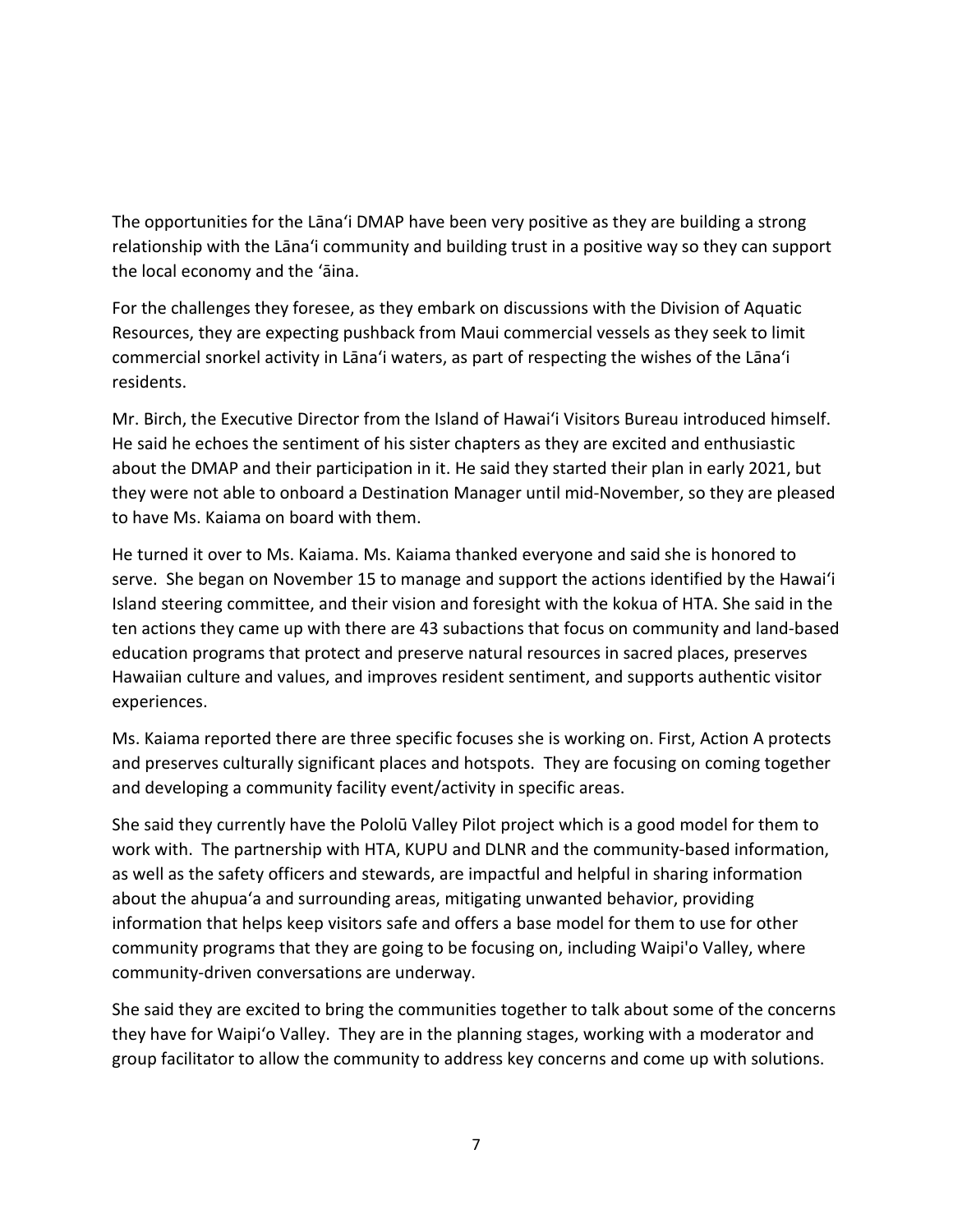The opportunities for the Lānaʻi DMAP have been very positive as they are building a strong relationship with the Lānaʻi community and building trust in a positive way so they can support the local economy and the ʻāina.

For the challenges they foresee, as they embark on discussions with the Division of Aquatic Resources, they are expecting pushback from Maui commercial vessels as they seek to limit commercial snorkel activity in Lānaʻi waters, as part of respecting the wishes of the Lānaʻi residents.

Mr. Birch, the Executive Director from the Island of Hawaiʻi Visitors Bureau introduced himself. He said he echoes the sentiment of his sister chapters as they are excited and enthusiastic about the DMAP and their participation in it. He said they started their plan in early 2021, but they were not able to onboard a Destination Manager until mid-November, so they are pleased to have Ms. Kaiama on board with them.

He turned it over to Ms. Kaiama. Ms. Kaiama thanked everyone and said she is honored to serve. She began on November 15 to manage and support the actions identified by the Hawaiʻi Island steering committee, and their vision and foresight with the kokua of HTA. She said in the ten actions they came up with there are 43 subactions that focus on community and land-based education programs that protect and preserve natural resources in sacred places, preserves Hawaiian culture and values, and improves resident sentiment, and supports authentic visitor experiences.

Ms. Kaiama reported there are three specific focuses she is working on. First, Action A protects and preserves culturally significant places and hotspots. They are focusing on coming together and developing a community facility event/activity in specific areas.

She said they currently have the Pololū Valley Pilot project which is a good model for them to work with. The partnership with HTA, KUPU and DLNR and the community-based information, as well as the safety officers and stewards, are impactful and helpful in sharing information about the ahupuaʻa and surrounding areas, mitigating unwanted behavior, providing information that helps keep visitors safe and offers a base model for them to use for other community programs that they are going to be focusing on, including Waipi'o Valley, where community-driven conversations are underway.

She said they are excited to bring the communities together to talk about some of the concerns they have for Waipiʻo Valley. They are in the planning stages, working with a moderator and group facilitator to allow the community to address key concerns and come up with solutions.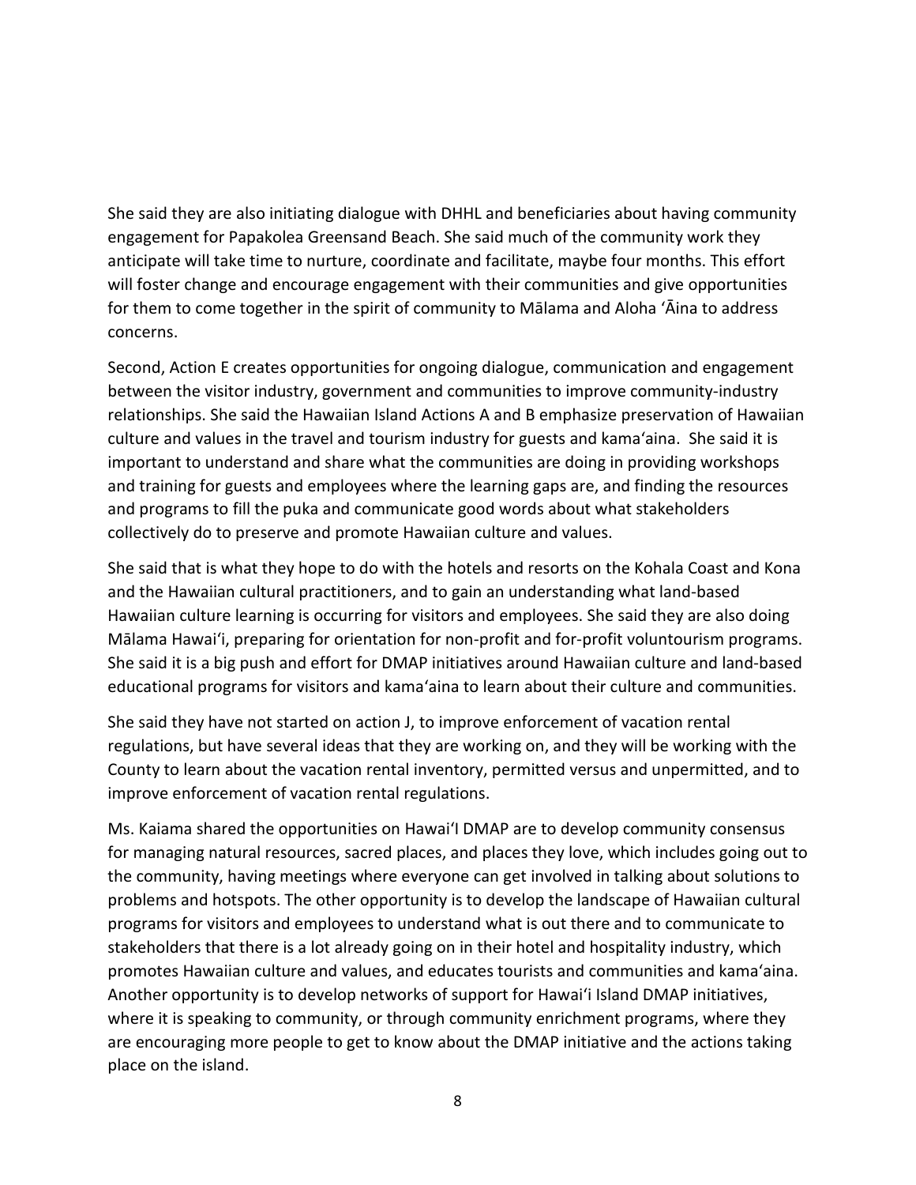She said they are also initiating dialogue with DHHL and beneficiaries about having community engagement for Papakolea Greensand Beach. She said much of the community work they anticipate will take time to nurture, coordinate and facilitate, maybe four months. This effort will foster change and encourage engagement with their communities and give opportunities for them to come together in the spirit of community to Mālama and Aloha ʻĀina to address concerns.

Second, Action E creates opportunities for ongoing dialogue, communication and engagement between the visitor industry, government and communities to improve community-industry relationships. She said the Hawaiian Island Actions A and B emphasize preservation of Hawaiian culture and values in the travel and tourism industry for guests and kamaʻaina. She said it is important to understand and share what the communities are doing in providing workshops and training for guests and employees where the learning gaps are, and finding the resources and programs to fill the puka and communicate good words about what stakeholders collectively do to preserve and promote Hawaiian culture and values.

She said that is what they hope to do with the hotels and resorts on the Kohala Coast and Kona and the Hawaiian cultural practitioners, and to gain an understanding what land-based Hawaiian culture learning is occurring for visitors and employees. She said they are also doing Mālama Hawaiʻi, preparing for orientation for non-profit and for-profit voluntourism programs. She said it is a big push and effort for DMAP initiatives around Hawaiian culture and land-based educational programs for visitors and kamaʻaina to learn about their culture and communities.

She said they have not started on action J, to improve enforcement of vacation rental regulations, but have several ideas that they are working on, and they will be working with the County to learn about the vacation rental inventory, permitted versus and unpermitted, and to improve enforcement of vacation rental regulations.

Ms. Kaiama shared the opportunities on Hawaiʻl DMAP are to develop community consensus for managing natural resources, sacred places, and places they love, which includes going out to the community, having meetings where everyone can get involved in talking about solutions to problems and hotspots. The other opportunity is to develop the landscape of Hawaiian cultural programs for visitors and employees to understand what is out there and to communicate to stakeholders that there is a lot already going on in their hotel and hospitality industry, which promotes Hawaiian culture and values, and educates tourists and communities and kamaʻaina. Another opportunity is to develop networks of support for Hawaiʻi Island DMAP initiatives, where it is speaking to community, or through community enrichment programs, where they are encouraging more people to get to know about the DMAP initiative and the actions taking place on the island.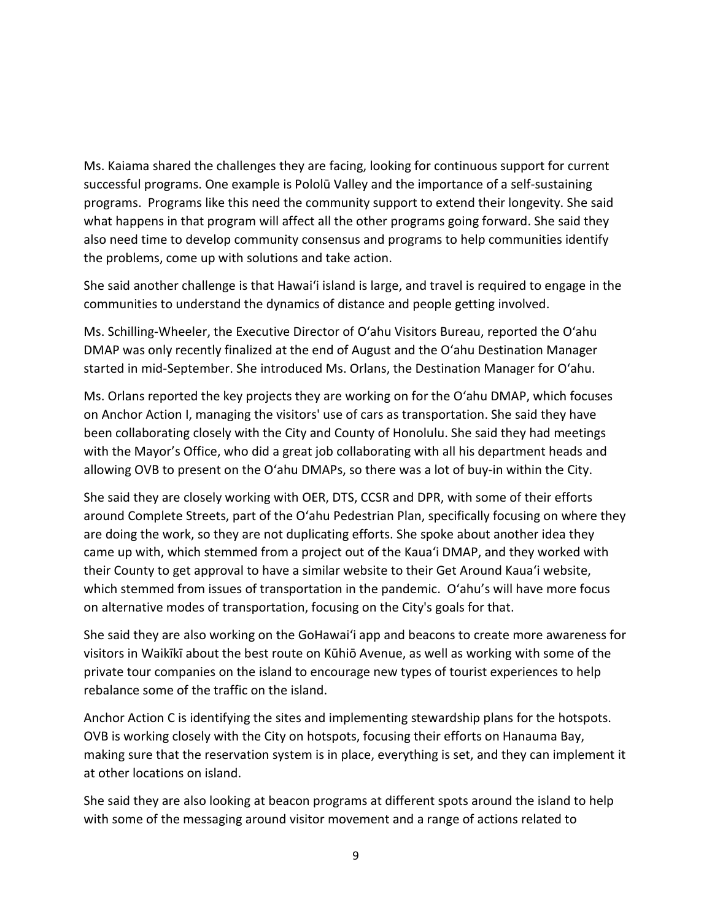Ms. Kaiama shared the challenges they are facing, looking for continuous support for current successful programs. One example is Pololū Valley and the importance of a self-sustaining programs. Programs like this need the community support to extend their longevity. She said what happens in that program will affect all the other programs going forward. She said they also need time to develop community consensus and programs to help communities identify the problems, come up with solutions and take action.

She said another challenge is that Hawaiʻi island is large, and travel is required to engage in the communities to understand the dynamics of distance and people getting involved.

Ms. Schilling-Wheeler, the Executive Director of Oʻahu Visitors Bureau, reported the Oʻahu DMAP was only recently finalized at the end of August and the Oʻahu Destination Manager started in mid-September. She introduced Ms. Orlans, the Destination Manager for Oʻahu.

Ms. Orlans reported the key projects they are working on for the Oʻahu DMAP, which focuses on Anchor Action I, managing the visitors' use of cars as transportation. She said they have been collaborating closely with the City and County of Honolulu. She said they had meetings with the Mayor's Office, who did a great job collaborating with all his department heads and allowing OVB to present on the Oʻahu DMAPs, so there was a lot of buy-in within the City.

She said they are closely working with OER, DTS, CCSR and DPR, with some of their efforts around Complete Streets, part of the Oʻahu Pedestrian Plan, specifically focusing on where they are doing the work, so they are not duplicating efforts. She spoke about another idea they came up with, which stemmed from a project out of the Kauaʻi DMAP, and they worked with their County to get approval to have a similar website to their Get Around Kauaʻi website, which stemmed from issues of transportation in the pandemic. Oʻahu's will have more focus on alternative modes of transportation, focusing on the City's goals for that.

She said they are also working on the GoHawaiʻi app and beacons to create more awareness for visitors in Waikīkī about the best route on Kūhiō Avenue, as well as working with some of the private tour companies on the island to encourage new types of tourist experiences to help rebalance some of the traffic on the island.

Anchor Action C is identifying the sites and implementing stewardship plans for the hotspots. OVB is working closely with the City on hotspots, focusing their efforts on Hanauma Bay, making sure that the reservation system is in place, everything is set, and they can implement it at other locations on island.

She said they are also looking at beacon programs at different spots around the island to help with some of the messaging around visitor movement and a range of actions related to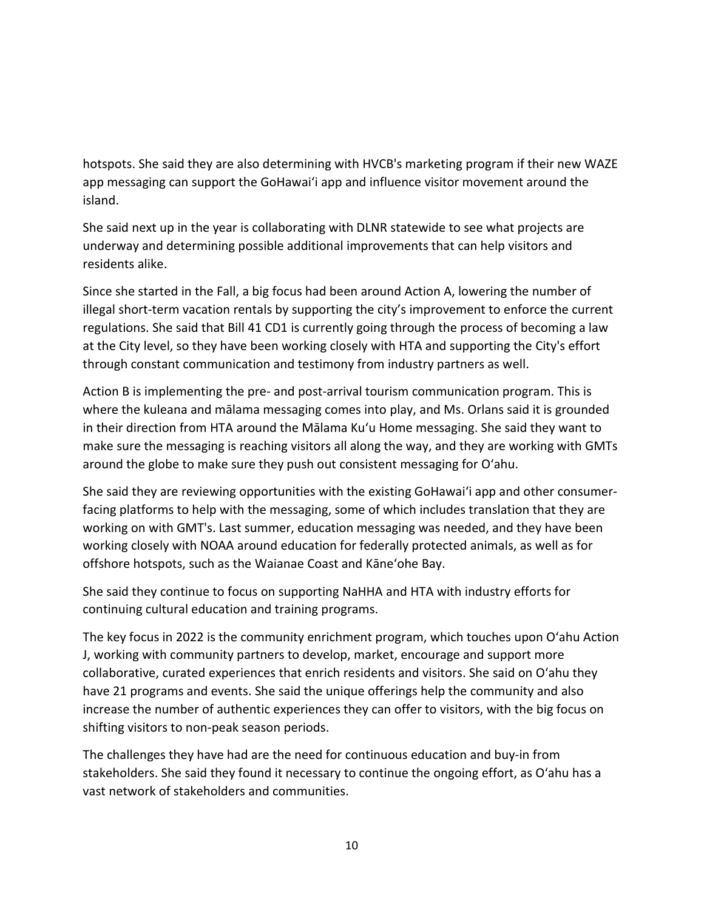hotspots. She said they are also determining with HVCB's marketing program if their new WAZE app messaging can support the GoHawaiʻi app and influence visitor movement around the island.

She said next up in the year is collaborating with DLNR statewide to see what projects are underway and determining possible additional improvements that can help visitors and residents alike.

Since she started in the Fall, a big focus had been around Action A, lowering the number of illegal short-term vacation rentals by supporting the city's improvement to enforce the current regulations. She said that Bill 41 CD1 is currently going through the process of becoming a law at the City level, so they have been working closely with HTA and supporting the City's effort through constant communication and testimony from industry partners as well.

Action B is implementing the pre- and post-arrival tourism communication program. This is where the kuleana and mālama messaging comes into play, and Ms. Orlans said it is grounded in their direction from HTA around the Mālama Kuʻu Home messaging. She said they want to make sure the messaging is reaching visitors all along the way, and they are working with GMTs around the globe to make sure they push out consistent messaging for Oʻahu.

She said they are reviewing opportunities with the existing GoHawaiʻi app and other consumer-facing platforms to help with the messaging, some of which includes translation that they are working on with GMT's. Last summer, education messaging was needed, and they have been working closely with NOAA around education for federally protected animals, as well as for offshore hotspots, such as the Waianae Coast and Kāneʻohe Bay.

She said they continue to focus on supporting NaHHA and HTA with industry efforts for continuing cultural education and training programs.

The key focus in 2022 is the community enrichment program, which touches upon Oʻahu Action J, working with community partners to develop, market, encourage and support more collaborative, curated experiences that enrich residents and visitors. She said on Oʻahu they have 21 programs and events. She said the unique offerings help the community and also increase the number of authentic experiences they can offer to visitors, with the big focus on shifting visitors to non-peak season periods.

The challenges they have had are the need for continuous education and buy-in from stakeholders. She said they found it necessary to continue the ongoing effort, as Oʻahu has a vast network of stakeholders and communities.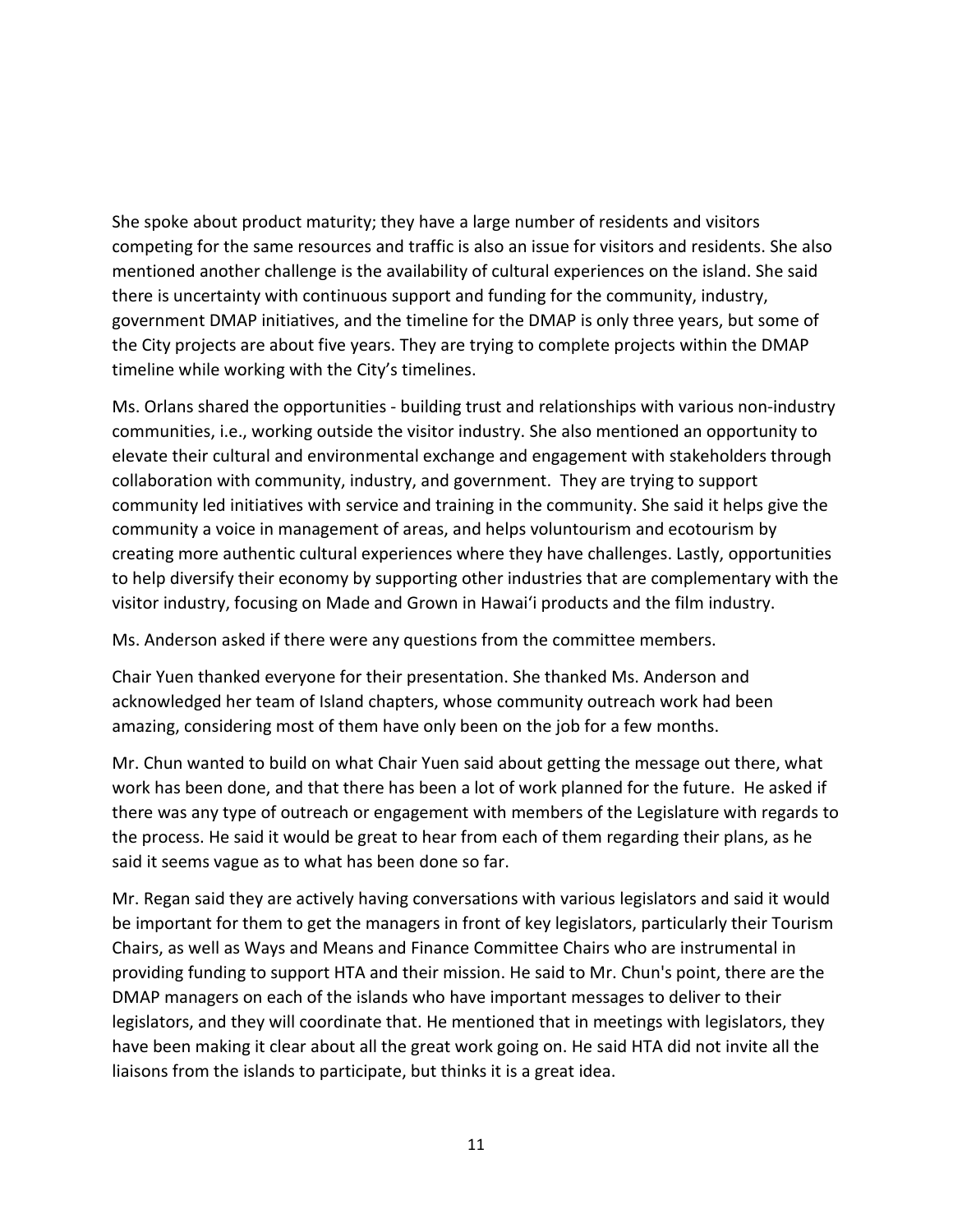She spoke about product maturity; they have a large number of residents and visitors competing for the same resources and traffic is also an issue for visitors and residents. She also mentioned another challenge is the availability of cultural experiences on the island. She said there is uncertainty with continuous support and funding for the community, industry, government DMAP initiatives, and the timeline for the DMAP is only three years, but some of the City projects are about five years. They are trying to complete projects within the DMAP timeline while working with the City's timelines.

Ms. Orlans shared the opportunities - building trust and relationships with various non-industry communities, i.e., working outside the visitor industry. She also mentioned an opportunity to elevate their cultural and environmental exchange and engagement with stakeholders through collaboration with community, industry, and government. They are trying to support community led initiatives with service and training in the community. She said it helps give the community a voice in management of areas, and helps voluntourism and ecotourism by creating more authentic cultural experiences where they have challenges. Lastly, opportunities to help diversify their economy by supporting other industries that are complementary with the visitor industry, focusing on Made and Grown in Hawaiʻi products and the film industry.

Ms. Anderson asked if there were any questions from the committee members.

Chair Yuen thanked everyone for their presentation. She thanked Ms. Anderson and acknowledged her team of Island chapters, whose community outreach work had been amazing, considering most of them have only been on the job for a few months.

Mr. Chun wanted to build on what Chair Yuen said about getting the message out there, what work has been done, and that there has been a lot of work planned for the future. He asked if there was any type of outreach or engagement with members of the Legislature with regards to the process. He said it would be great to hear from each of them regarding their plans, as he said it seems vague as to what has been done so far.

Mr. Regan said they are actively having conversations with various legislators and said it would be important for them to get the managers in front of key legislators, particularly their Tourism Chairs, as well as Ways and Means and Finance Committee Chairs who are instrumental in providing funding to support HTA and their mission. He said to Mr. Chun's point, there are the DMAP managers on each of the islands who have important messages to deliver to their legislators, and they will coordinate that. He mentioned that in meetings with legislators, they have been making it clear about all the great work going on. He said HTA did not invite all the liaisons from the islands to participate, but thinks it is a great idea.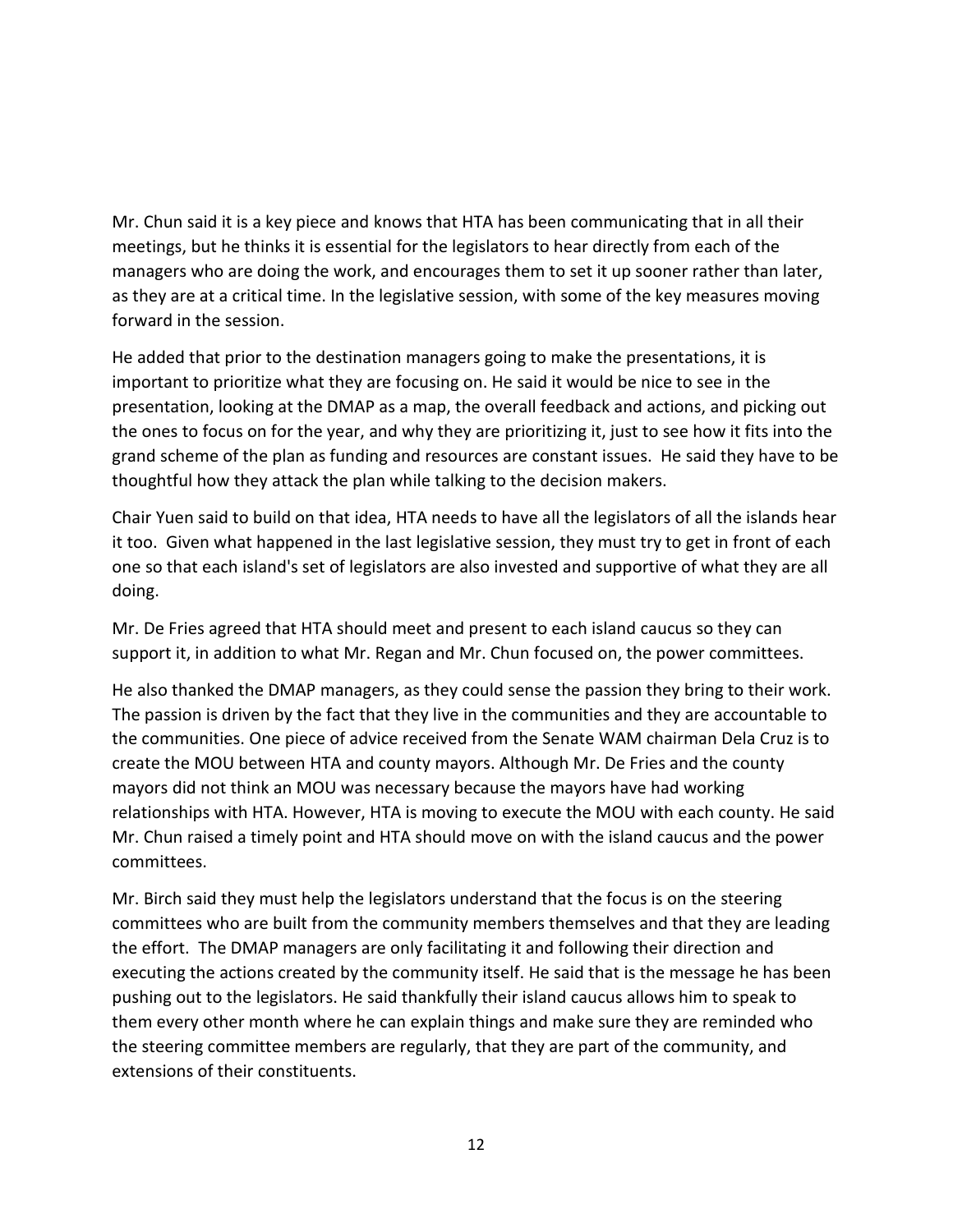Mr. Chun said it is a key piece and knows that HTA has been communicating that in all their meetings, but he thinks it is essential for the legislators to hear directly from each of the managers who are doing the work, and encourages them to set it up sooner rather than later, as they are at a critical time. In the legislative session, with some of the key measures moving forward in the session.

He added that prior to the destination managers going to make the presentations, it is important to prioritize what they are focusing on. He said it would be nice to see in the presentation, looking at the DMAP as a map, the overall feedback and actions, and picking out the ones to focus on for the year, and why they are prioritizing it, just to see how it fits into the grand scheme of the plan as funding and resources are constant issues. He said they have to be thoughtful how they attack the plan while talking to the decision makers.

Chair Yuen said to build on that idea, HTA needs to have all the legislators of all the islands hear it too. Given what happened in the last legislative session, they must try to get in front of each one so that each island's set of legislators are also invested and supportive of what they are all doing.

Mr. De Fries agreed that HTA should meet and present to each island caucus so they can support it, in addition to what Mr. Regan and Mr. Chun focused on, the power committees.

He also thanked the DMAP managers, as they could sense the passion they bring to their work. The passion is driven by the fact that they live in the communities and they are accountable to the communities. One piece of advice received from the Senate WAM chairman Dela Cruz is to create the MOU between HTA and county mayors. Although Mr. De Fries and the county mayors did not think an MOU was necessary because the mayors have had working relationships with HTA. However, HTA is moving to execute the MOU with each county. He said Mr. Chun raised a timely point and HTA should move on with the island caucus and the power committees.

Mr. Birch said they must help the legislators understand that the focus is on the steering committees who are built from the community members themselves and that they are leading the effort. The DMAP managers are only facilitating it and following their direction and executing the actions created by the community itself. He said that is the message he has been pushing out to the legislators. He said thankfully their island caucus allows him to speak to them every other month where he can explain things and make sure they are reminded who the steering committee members are regularly, that they are part of the community, and extensions of their constituents.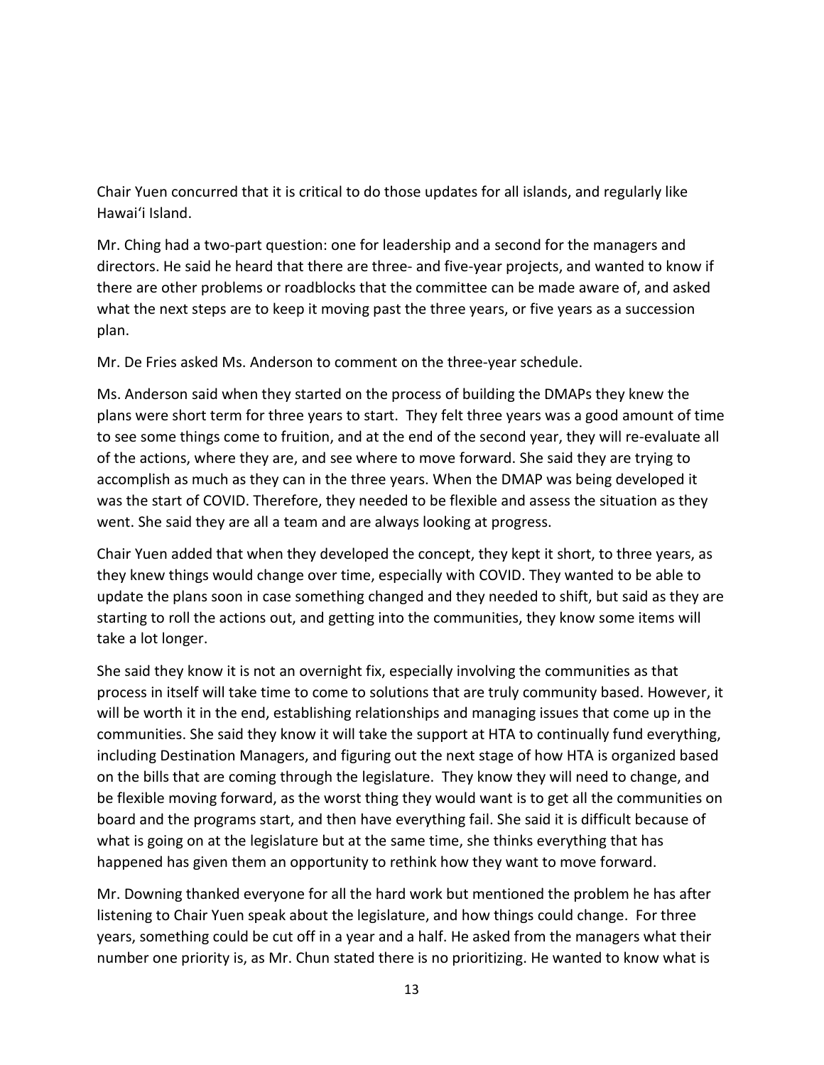Chair Yuen concurred that it is critical to do those updates for all islands, and regularly like Hawaiʻi Island.

Mr. Ching had a two-part question: one for leadership and a second for the managers and directors. He said he heard that there are three- and five-year projects, and wanted to know if there are other problems or roadblocks that the committee can be made aware of, and asked what the next steps are to keep it moving past the three years, or five years as a succession plan.

Mr. De Fries asked Ms. Anderson to comment on the three-year schedule.

Ms. Anderson said when they started on the process of building the DMAPs they knew the plans were short term for three years to start. They felt three years was a good amount of time to see some things come to fruition, and at the end of the second year, they will re-evaluate all of the actions, where they are, and see where to move forward. She said they are trying to accomplish as much as they can in the three years. When the DMAP was being developed it was the start of COVID. Therefore, they needed to be flexible and assess the situation as they went. She said they are all a team and are always looking at progress.

Chair Yuen added that when they developed the concept, they kept it short, to three years, as they knew things would change over time, especially with COVID. They wanted to be able to update the plans soon in case something changed and they needed to shift, but said as they are starting to roll the actions out, and getting into the communities, they know some items will take a lot longer.

She said they know it is not an overnight fix, especially involving the communities as that process in itself will take time to come to solutions that are truly community based. However, it will be worth it in the end, establishing relationships and managing issues that come up in the communities. She said they know it will take the support at HTA to continually fund everything, including Destination Managers, and figuring out the next stage of how HTA is organized based on the bills that are coming through the legislature. They know they will need to change, and be flexible moving forward, as the worst thing they would want is to get all the communities on board and the programs start, and then have everything fail. She said it is difficult because of what is going on at the legislature but at the same time, she thinks everything that has happened has given them an opportunity to rethink how they want to move forward.

Mr. Downing thanked everyone for all the hard work but mentioned the problem he has after listening to Chair Yuen speak about the legislature, and how things could change. For three years, something could be cut off in a year and a half. He asked from the managers what their number one priority is, as Mr. Chun stated there is no prioritizing. He wanted to know what is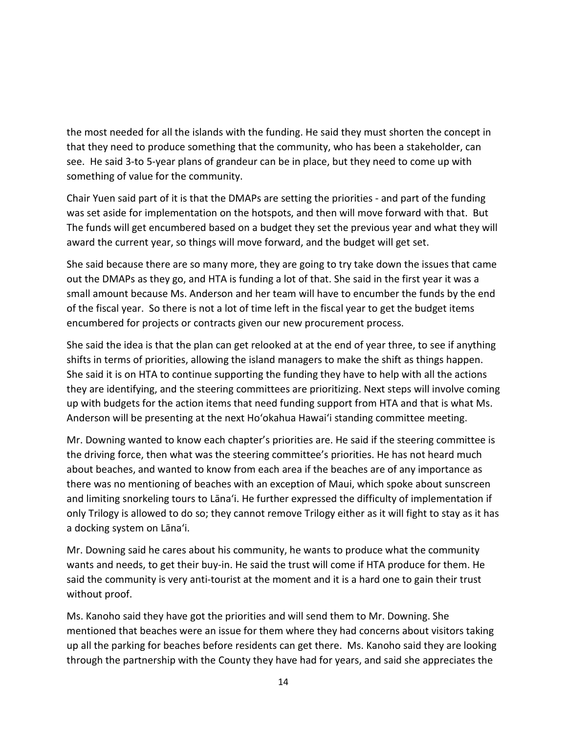the most needed for all the islands with the funding. He said they must shorten the concept in that they need to produce something that the community, who has been a stakeholder, can see. He said 3-to 5-year plans of grandeur can be in place, but they need to come up with something of value for the community.

Chair Yuen said part of it is that the DMAPs are setting the priorities - and part of the funding was set aside for implementation on the hotspots, and then will move forward with that. But The funds will get encumbered based on a budget they set the previous year and what they will award the current year, so things will move forward, and the budget will get set.

She said because there are so many more, they are going to try take down the issues that came out the DMAPs as they go, and HTA is funding a lot of that. She said in the first year it was a small amount because Ms. Anderson and her team will have to encumber the funds by the end of the fiscal year. So there is not a lot of time left in the fiscal year to get the budget items encumbered for projects or contracts given our new procurement process.

She said the idea is that the plan can get relooked at at the end of year three, to see if anything shifts in terms of priorities, allowing the island managers to make the shift as things happen. She said it is on HTA to continue supporting the funding they have to help with all the actions they are identifying, and the steering committees are prioritizing. Next steps will involve coming up with budgets for the action items that need funding support from HTA and that is what Ms. Anderson will be presenting at the next Ho'okahua Hawai'i standing committee meeting.

Mr. Downing wanted to know each chapter's priorities are. He said if the steering committee is the driving force, then what was the steering committee's priorities. He has not heard much about beaches, and wanted to know from each area if the beaches are of any importance as there was no mentioning of beaches with an exception of Maui, which spoke about sunscreen and limiting snorkeling tours to Lāna'i. He further expressed the difficulty of implementation if only Trilogy is allowed to do so; they cannot remove Trilogy either as it will fight to stay as it has a docking system on Lāna'i.

Mr. Downing said he cares about his community, he wants to produce what the community wants and needs, to get their buy-in. He said the trust will come if HTA produce for them. He said the community is very anti-tourist at the moment and it is a hard one to gain their trust without proof.

Ms. Kanoho said they have got the priorities and will send them to Mr. Downing. She mentioned that beaches were an issue for them where they had concerns about visitors taking up all the parking for beaches before residents can get there. Ms. Kanoho said they are looking through the partnership with the County they have had for years, and said she appreciates the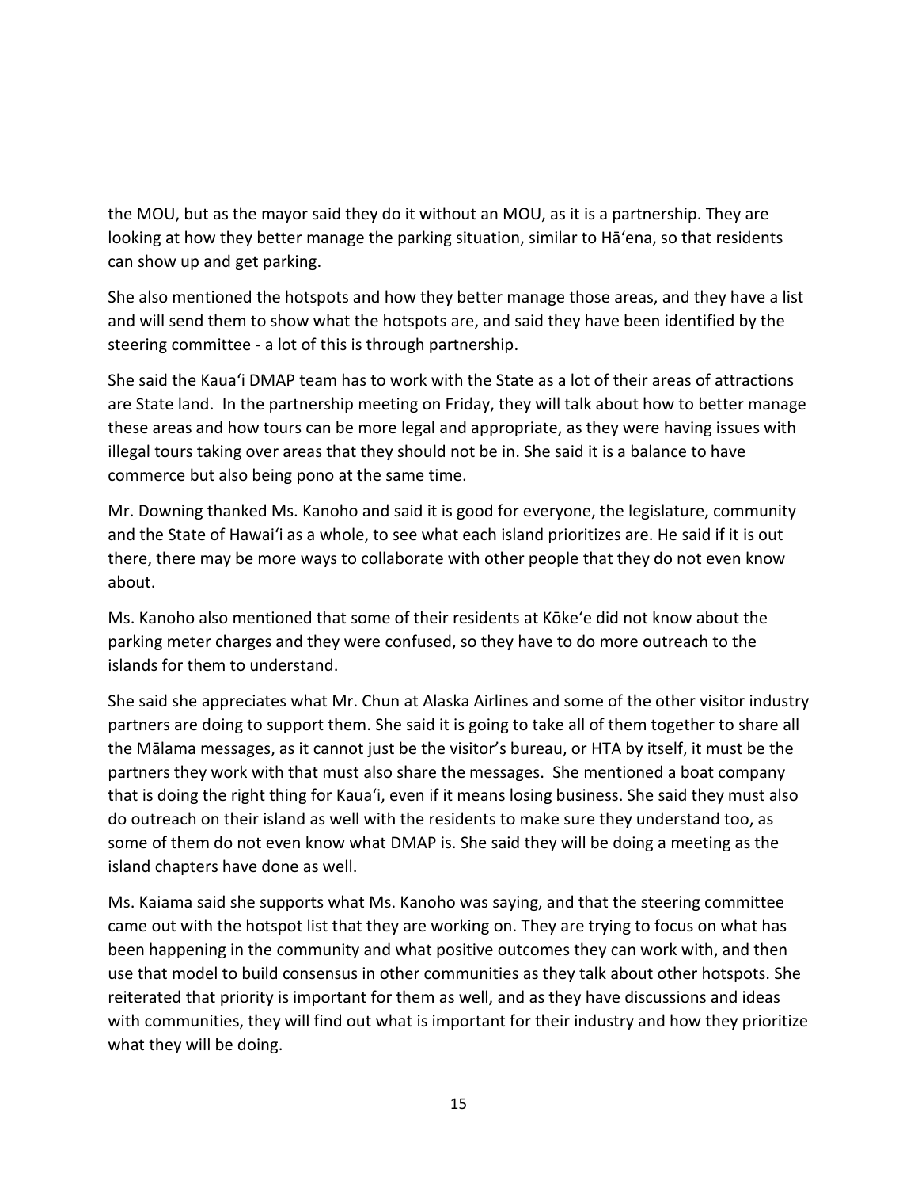the MOU, but as the mayor said they do it without an MOU, as it is a partnership. They are looking at how they better manage the parking situation, similar to Hāʻena, so that residents can show up and get parking.

She also mentioned the hotspots and how they better manage those areas, and they have a list and will send them to show what the hotspots are, and said they have been identified by the steering committee - a lot of this is through partnership.

She said the Kauaʻi DMAP team has to work with the State as a lot of their areas of attractions are State land. In the partnership meeting on Friday, they will talk about how to better manage these areas and how tours can be more legal and appropriate, as they were having issues with illegal tours taking over areas that they should not be in. She said it is a balance to have commerce but also being pono at the same time.

Mr. Downing thanked Ms. Kanoho and said it is good for everyone, the legislature, community and the State of Hawaiʻi as a whole, to see what each island prioritizes are. He said if it is out there, there may be more ways to collaborate with other people that they do not even know about.

Ms. Kanoho also mentioned that some of their residents at Kōkeʻe did not know about the parking meter charges and they were confused, so they have to do more outreach to the islands for them to understand.

She said she appreciates what Mr. Chun at Alaska Airlines and some of the other visitor industry partners are doing to support them. She said it is going to take all of them together to share all the Mālama messages, as it cannot just be the visitor's bureau, or HTA by itself, it must be the partners they work with that must also share the messages. She mentioned a boat company that is doing the right thing for Kauaʻi, even if it means losing business. She said they must also do outreach on their island as well with the residents to make sure they understand too, as some of them do not even know what DMAP is. She said they will be doing a meeting as the island chapters have done as well.

Ms. Kaiama said she supports what Ms. Kanoho was saying, and that the steering committee came out with the hotspot list that they are working on. They are trying to focus on what has been happening in the community and what positive outcomes they can work with, and then use that model to build consensus in other communities as they talk about other hotspots. She reiterated that priority is important for them as well, and as they have discussions and ideas with communities, they will find out what is important for their industry and how they prioritize what they will be doing.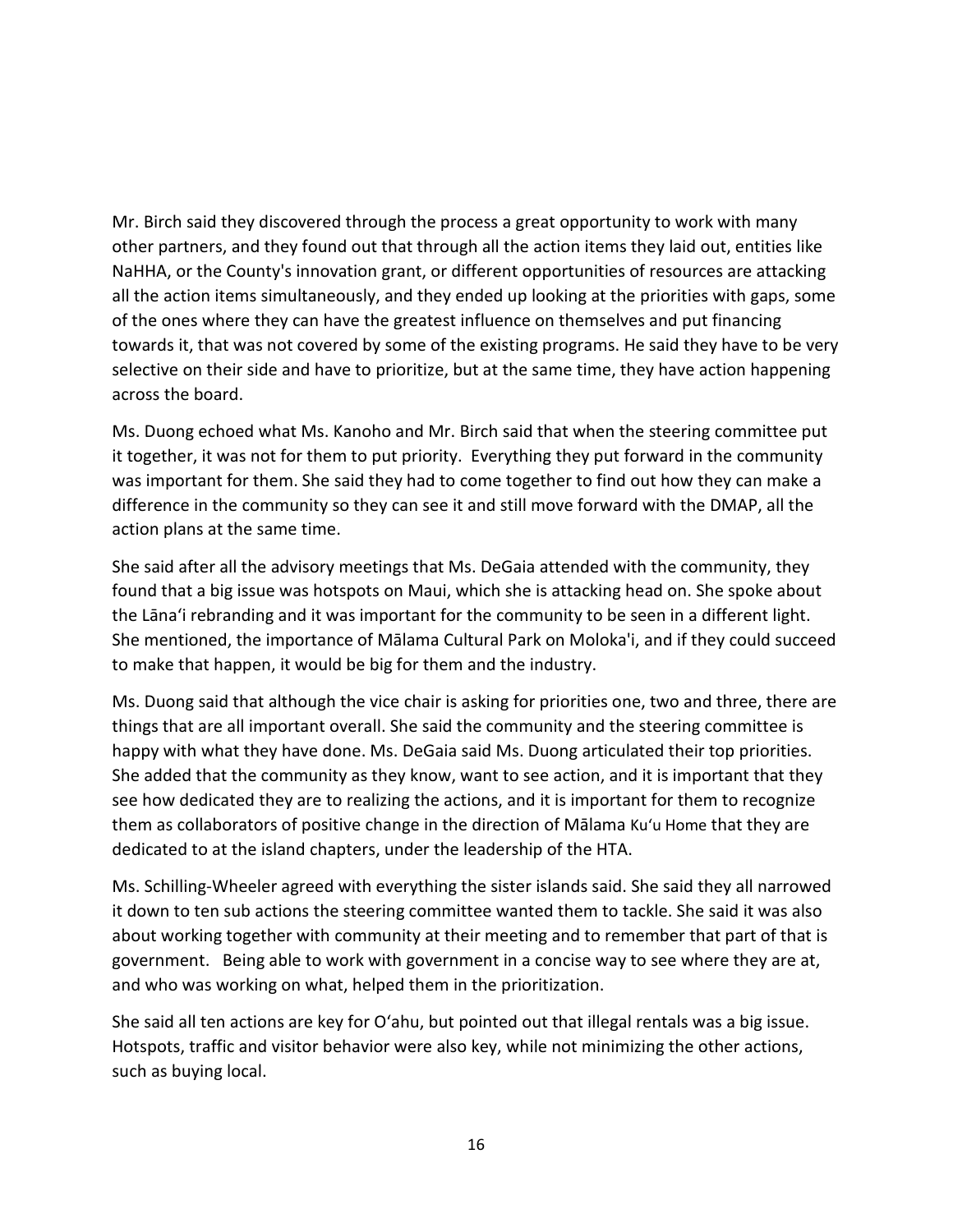Mr. Birch said they discovered through the process a great opportunity to work with many other partners, and they found out that through all the action items they laid out, entities like NaHHA, or the County's innovation grant, or different opportunities of resources are attacking all the action items simultaneously, and they ended up looking at the priorities with gaps, some of the ones where they can have the greatest influence on themselves and put financing towards it, that was not covered by some of the existing programs. He said they have to be very selective on their side and have to prioritize, but at the same time, they have action happening across the board.

Ms. Duong echoed what Ms. Kanoho and Mr. Birch said that when the steering committee put it together, it was not for them to put priority. Everything they put forward in the community was important for them. She said they had to come together to find out how they can make a difference in the community so they can see it and still move forward with the DMAP, all the action plans at the same time.

She said after all the advisory meetings that Ms. DeGaia attended with the community, they found that a big issue was hotspots on Maui, which she is attacking head on. She spoke about the Lānaʻi rebranding and it was important for the community to be seen in a different light. She mentioned, the importance of Mālama Cultural Park on Moloka'i, and if they could succeed to make that happen, it would be big for them and the industry.

Ms. Duong said that although the vice chair is asking for priorities one, two and three, there are things that are all important overall. She said the community and the steering committee is happy with what they have done. Ms. DeGaia said Ms. Duong articulated their top priorities. She added that the community as they know, want to see action, and it is important that they see how dedicated they are to realizing the actions, and it is important for them to recognize them as collaborators of positive change in the direction of Mālama Kuʻu Home that they are dedicated to at the island chapters, under the leadership of the HTA.

Ms. Schilling-Wheeler agreed with everything the sister islands said. She said they all narrowed it down to ten sub actions the steering committee wanted them to tackle. She said it was also about working together with community at their meeting and to remember that part of that is government. Being able to work with government in a concise way to see where they are at, and who was working on what, helped them in the prioritization.

She said all ten actions are key for Oʻahu, but pointed out that illegal rentals was a big issue. Hotspots, traffic and visitor behavior were also key, while not minimizing the other actions, such as buying local.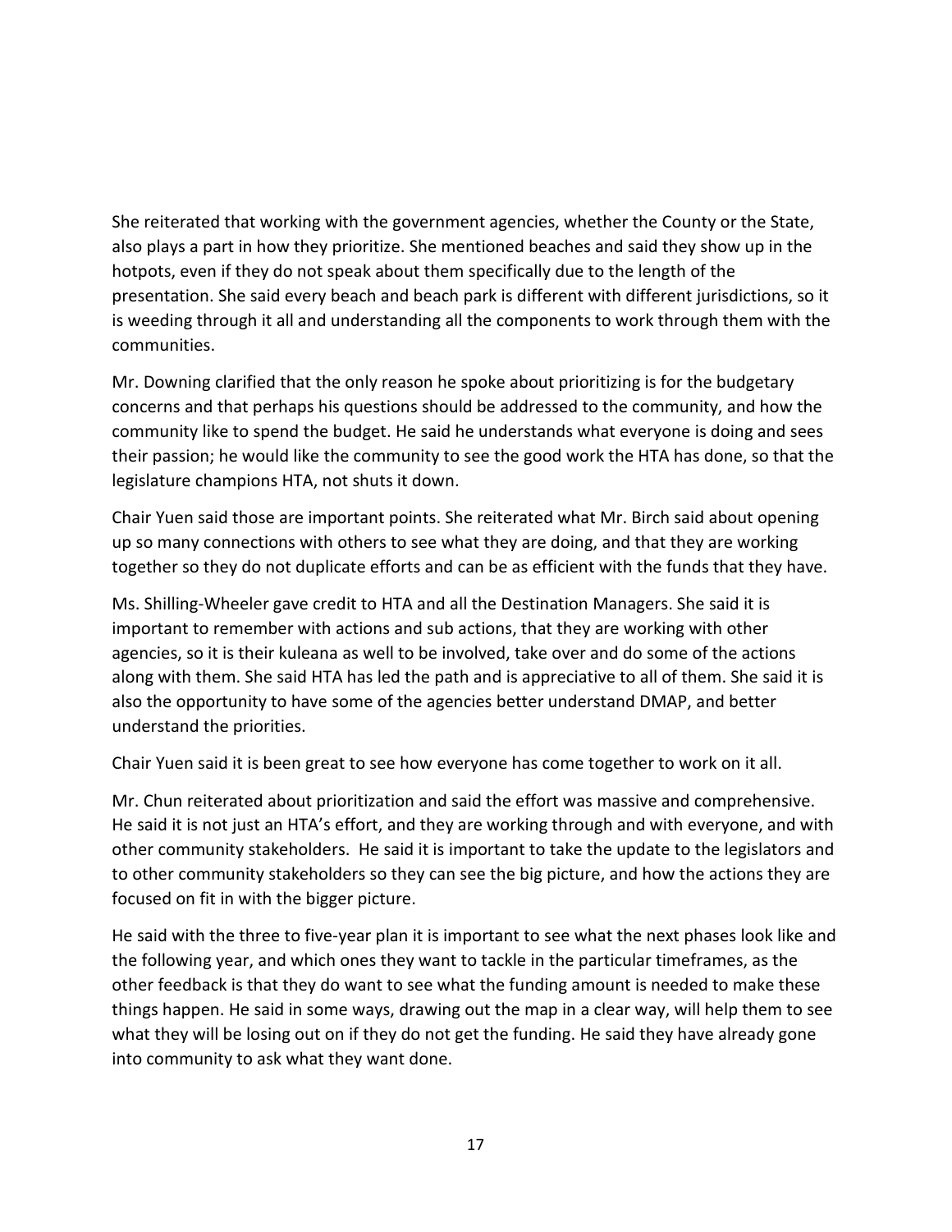She reiterated that working with the government agencies, whether the County or the State, also plays a part in how they prioritize. She mentioned beaches and said they show up in the hotpots, even if they do not speak about them specifically due to the length of the presentation. She said every beach and beach park is different with different jurisdictions, so it is weeding through it all and understanding all the components to work through them with the communities.

Mr. Downing clarified that the only reason he spoke about prioritizing is for the budgetary concerns and that perhaps his questions should be addressed to the community, and how the community like to spend the budget. He said he understands what everyone is doing and sees their passion; he would like the community to see the good work the HTA has done, so that the legislature champions HTA, not shuts it down.

Chair Yuen said those are important points. She reiterated what Mr. Birch said about opening up so many connections with others to see what they are doing, and that they are working together so they do not duplicate efforts and can be as efficient with the funds that they have.

Ms. Shilling-Wheeler gave credit to HTA and all the Destination Managers. She said it is important to remember with actions and sub actions, that they are working with other agencies, so it is their kuleana as well to be involved, take over and do some of the actions along with them. She said HTA has led the path and is appreciative to all of them. She said it is also the opportunity to have some of the agencies better understand DMAP, and better understand the priorities.

Chair Yuen said it is been great to see how everyone has come together to work on it all.

Mr. Chun reiterated about prioritization and said the effort was massive and comprehensive. He said it is not just an HTA's effort, and they are working through and with everyone, and with other community stakeholders. He said it is important to take the update to the legislators and to other community stakeholders so they can see the big picture, and how the actions they are focused on fit in with the bigger picture.

He said with the three to five-year plan it is important to see what the next phases look like and the following year, and which ones they want to tackle in the particular timeframes, as the other feedback is that they do want to see what the funding amount is needed to make these things happen. He said in some ways, drawing out the map in a clear way, will help them to see what they will be losing out on if they do not get the funding. He said they have already gone into community to ask what they want done.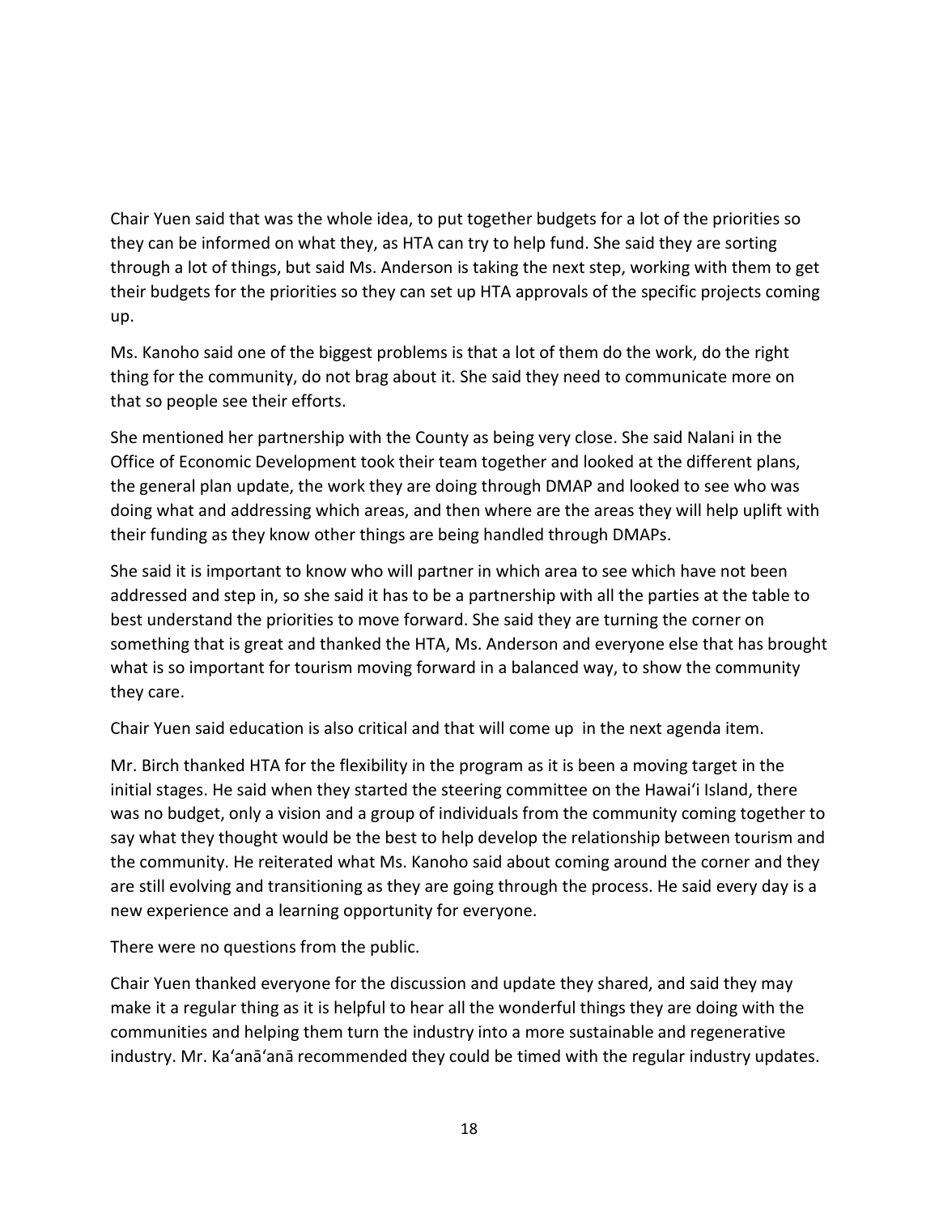Chair Yuen said that was the whole idea, to put together budgets for a lot of the priorities so they can be informed on what they, as HTA can try to help fund. She said they are sorting through a lot of things, but said Ms. Anderson is taking the next step, working with them to get their budgets for the priorities so they can set up HTA approvals of the specific projects coming up.

Ms. Kanoho said one of the biggest problems is that a lot of them do the work, do the right thing for the community, do not brag about it. She said they need to communicate more on that so people see their efforts.

She mentioned her partnership with the County as being very close. She said Nalani in the Office of Economic Development took their team together and looked at the different plans, the general plan update, the work they are doing through DMAP and looked to see who was doing what and addressing which areas, and then where are the areas they will help uplift with their funding as they know other things are being handled through DMAPs.

She said it is important to know who will partner in which area to see which have not been addressed and step in, so she said it has to be a partnership with all the parties at the table to best understand the priorities to move forward. She said they are turning the corner on something that is great and thanked the HTA, Ms. Anderson and everyone else that has brought what is so important for tourism moving forward in a balanced way, to show the community they care.

Chair Yuen said education is also critical and that will come up in the next agenda item.

Mr. Birch thanked HTA for the flexibility in the program as it is been a moving target in the initial stages. He said when they started the steering committee on the Hawaiʻi Island, there was no budget, only a vision and a group of individuals from the community coming together to say what they thought would be the best to help develop the relationship between tourism and the community. He reiterated what Ms. Kanoho said about coming around the corner and they are still evolving and transitioning as they are going through the process. He said every day is a new experience and a learning opportunity for everyone.

There were no questions from the public.

Chair Yuen thanked everyone for the discussion and update they shared, and said they may make it a regular thing as it is helpful to hear all the wonderful things they are doing with the communities and helping them turn the industry into a more sustainable and regenerative industry. Mr. Kaʻanāʻanā recommended they could be timed with the regular industry updates.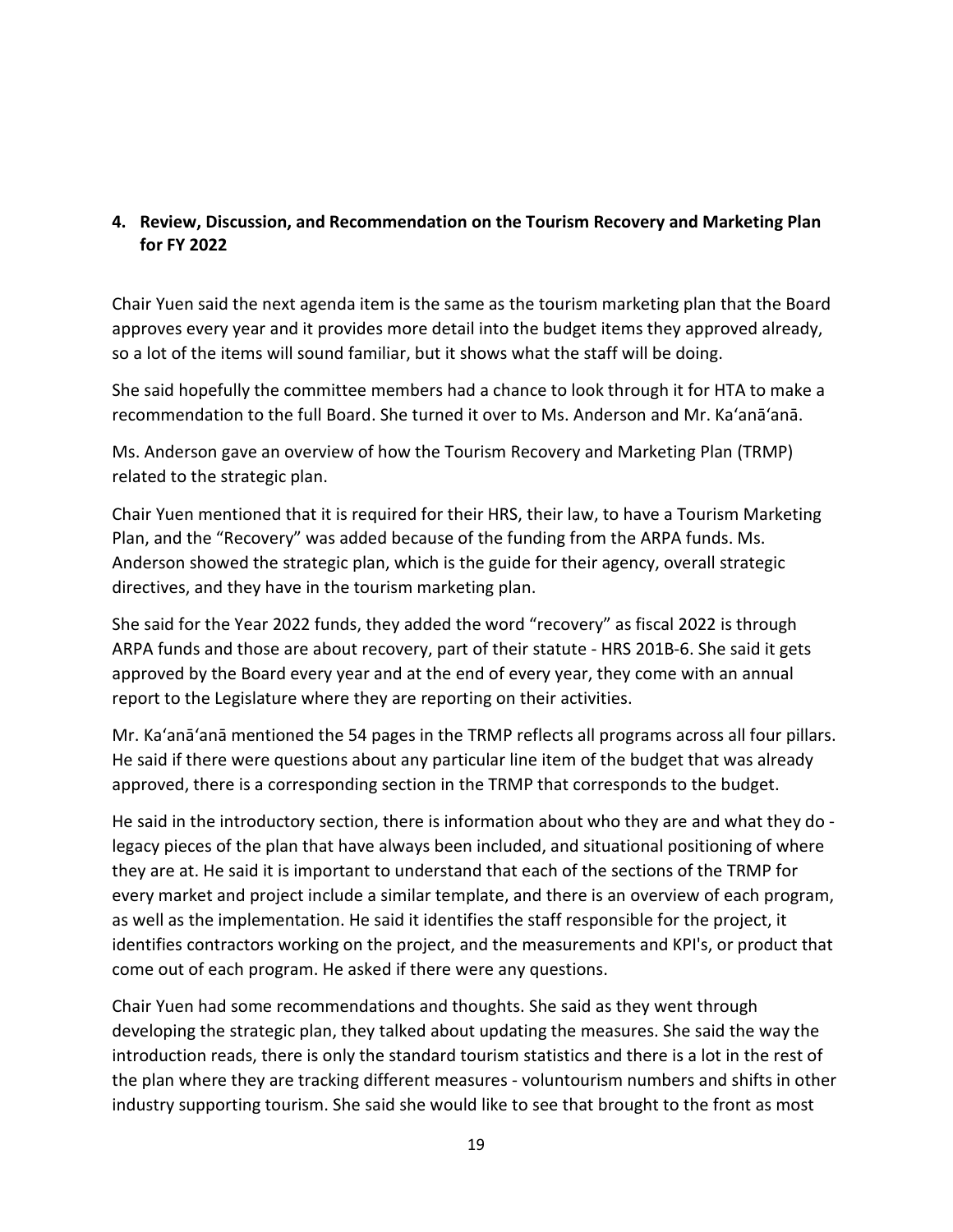**4. Review, Discussion, and Recommendation on the Tourism Recovery and Marketing Plan for FY 2022**

Chair Yuen said the next agenda item is the same as the tourism marketing plan that the Board approves every year and it provides more detail into the budget items they approved already, so a lot of the items will sound familiar, but it shows what the staff will be doing.

She said hopefully the committee members had a chance to look through it for HTA to make a recommendation to the full Board. She turned it over to Ms. Anderson and Mr. Ka'anā'anā.

Ms. Anderson gave an overview of how the Tourism Recovery and Marketing Plan (TRMP) related to the strategic plan.

Chair Yuen mentioned that it is required for their HRS, their law, to have a Tourism Marketing Plan, and the "Recovery" was added because of the funding from the ARPA funds. Ms. Anderson showed the strategic plan, which is the guide for their agency, overall strategic directives, and they have in the tourism marketing plan.

She said for the Year 2022 funds, they added the word "recovery" as fiscal 2022 is through ARPA funds and those are about recovery, part of their statute - HRS 201B-6. She said it gets approved by the Board every year and at the end of every year, they come with an annual report to the Legislature where they are reporting on their activities.

Mr. Ka'anā'anā mentioned the 54 pages in the TRMP reflects all programs across all four pillars. He said if there were questions about any particular line item of the budget that was already approved, there is a corresponding section in the TRMP that corresponds to the budget.

He said in the introductory section, there is information about who they are and what they do - legacy pieces of the plan that have always been included, and situational positioning of where they are at. He said it is important to understand that each of the sections of the TRMP for every market and project include a similar template, and there is an overview of each program, as well as the implementation. He said it identifies the staff responsible for the project, it identifies contractors working on the project, and the measurements and KPI's, or product that come out of each program. He asked if there were any questions.

Chair Yuen had some recommendations and thoughts. She said as they went through developing the strategic plan, they talked about updating the measures. She said the way the introduction reads, there is only the standard tourism statistics and there is a lot in the rest of the plan where they are tracking different measures - voluntourism numbers and shifts in other industry supporting tourism. She said she would like to see that brought to the front as most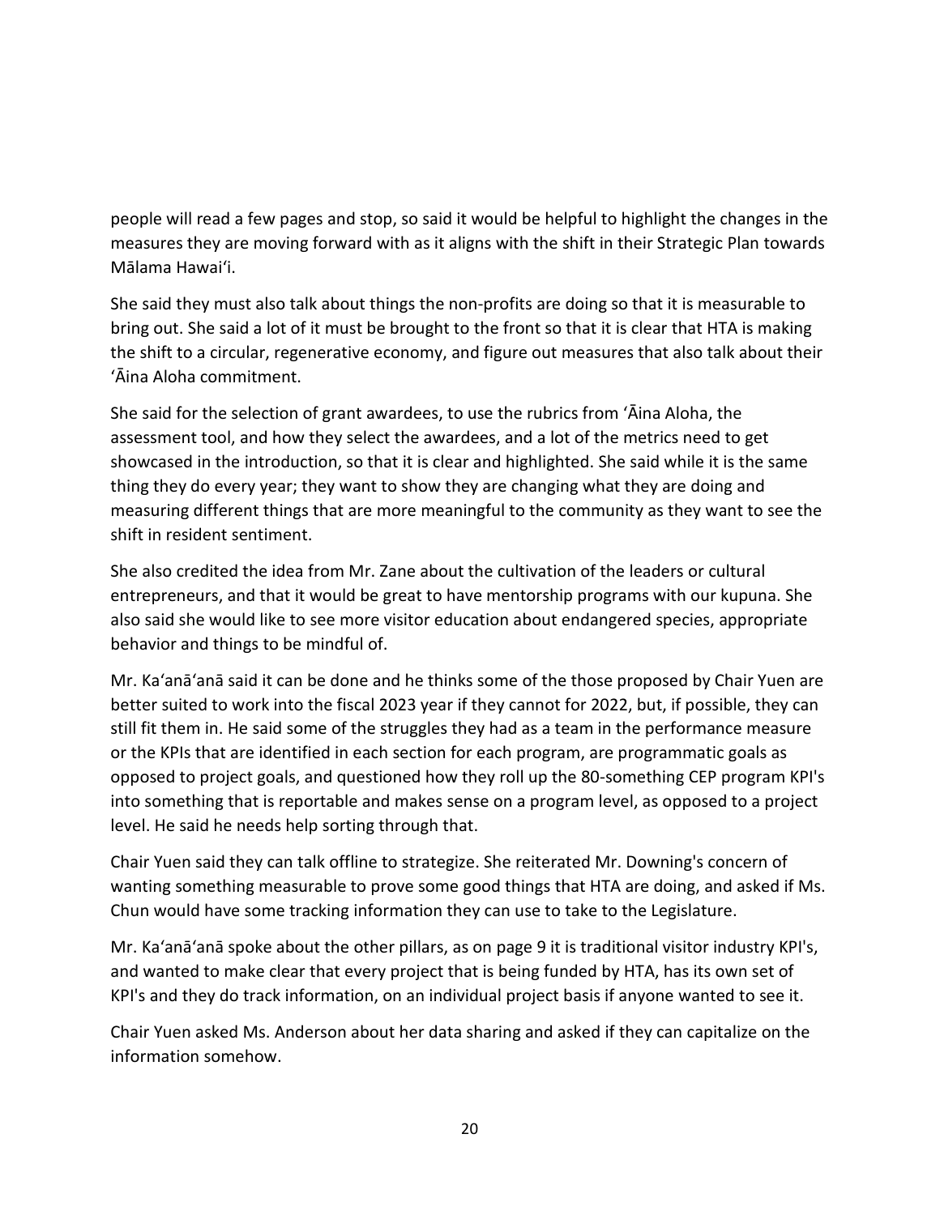people will read a few pages and stop, so said it would be helpful to highlight the changes in the measures they are moving forward with as it aligns with the shift in their Strategic Plan towards Mālama Hawaiʻi.

She said they must also talk about things the non-profits are doing so that it is measurable to bring out. She said a lot of it must be brought to the front so that it is clear that HTA is making the shift to a circular, regenerative economy, and figure out measures that also talk about their ʻĀina Aloha commitment.

She said for the selection of grant awardees, to use the rubrics from ʻĀina Aloha, the assessment tool, and how they select the awardees, and a lot of the metrics need to get showcased in the introduction, so that it is clear and highlighted. She said while it is the same thing they do every year; they want to show they are changing what they are doing and measuring different things that are more meaningful to the community as they want to see the shift in resident sentiment.

She also credited the idea from Mr. Zane about the cultivation of the leaders or cultural entrepreneurs, and that it would be great to have mentorship programs with our kupuna. She also said she would like to see more visitor education about endangered species, appropriate behavior and things to be mindful of.

Mr. Kaʻanāʻanā said it can be done and he thinks some of the those proposed by Chair Yuen are better suited to work into the fiscal 2023 year if they cannot for 2022, but, if possible, they can still fit them in. He said some of the struggles they had as a team in the performance measure or the KPIs that are identified in each section for each program, are programmatic goals as opposed to project goals, and questioned how they roll up the 80-something CEP program KPI's into something that is reportable and makes sense on a program level, as opposed to a project level. He said he needs help sorting through that.

Chair Yuen said they can talk offline to strategize. She reiterated Mr. Downing's concern of wanting something measurable to prove some good things that HTA are doing, and asked if Ms. Chun would have some tracking information they can use to take to the Legislature.

Mr. Kaʻanāʻanā spoke about the other pillars, as on page 9 it is traditional visitor industry KPI's, and wanted to make clear that every project that is being funded by HTA, has its own set of KPI's and they do track information, on an individual project basis if anyone wanted to see it.

Chair Yuen asked Ms. Anderson about her data sharing and asked if they can capitalize on the information somehow.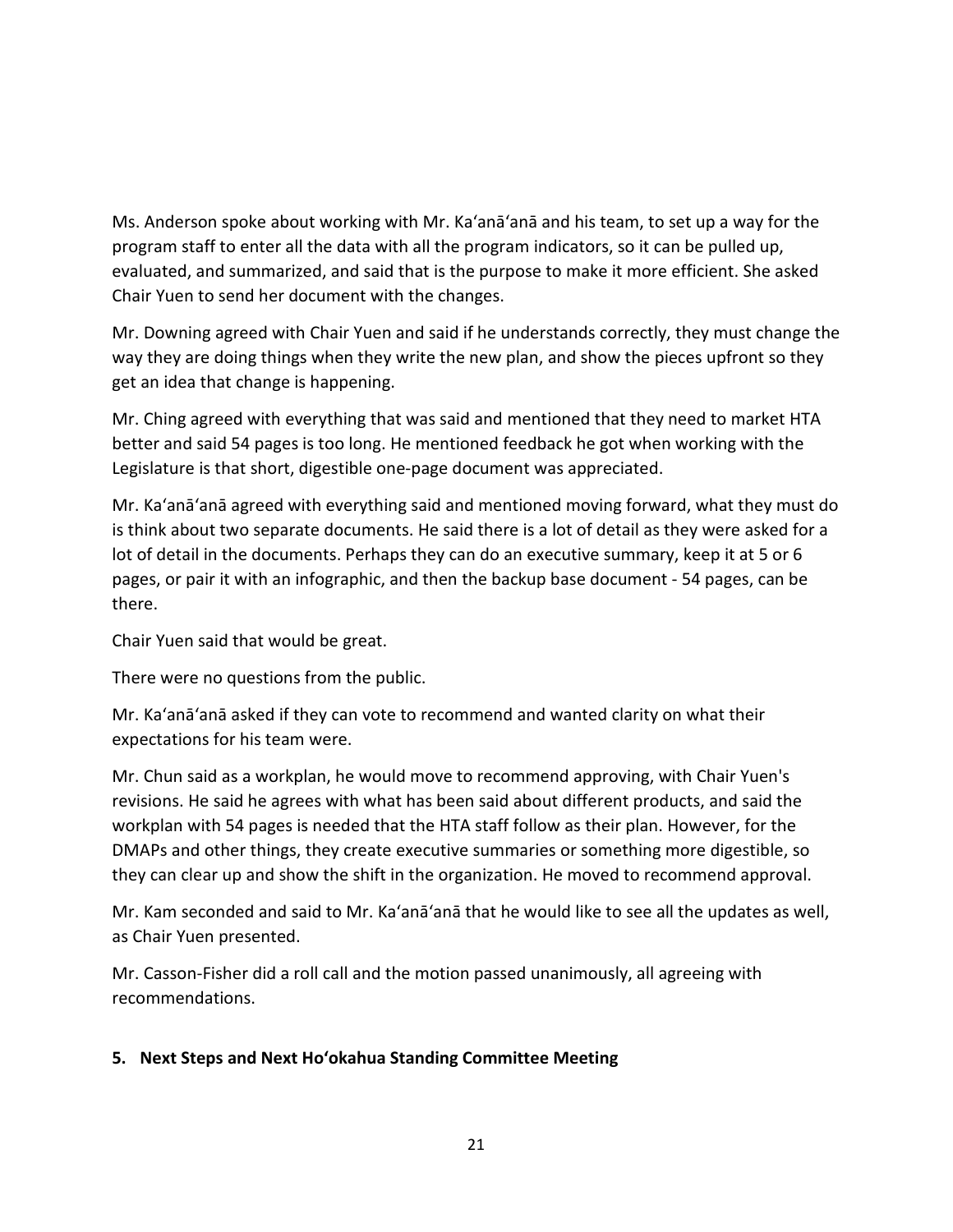Ms. Anderson spoke about working with Mr. Ka'anā'anā and his team, to set up a way for the program staff to enter all the data with all the program indicators, so it can be pulled up, evaluated, and summarized, and said that is the purpose to make it more efficient. She asked Chair Yuen to send her document with the changes.

Mr. Downing agreed with Chair Yuen and said if he understands correctly, they must change the way they are doing things when they write the new plan, and show the pieces upfront so they get an idea that change is happening.

Mr. Ching agreed with everything that was said and mentioned that they need to market HTA better and said 54 pages is too long. He mentioned feedback he got when working with the Legislature is that short, digestible one-page document was appreciated.

Mr. Ka'anā'anā agreed with everything said and mentioned moving forward, what they must do is think about two separate documents. He said there is a lot of detail as they were asked for a lot of detail in the documents. Perhaps they can do an executive summary, keep it at 5 or 6 pages, or pair it with an infographic, and then the backup base document - 54 pages, can be there.

Chair Yuen said that would be great.

There were no questions from the public.

Mr. Ka'anā'anā asked if they can vote to recommend and wanted clarity on what their expectations for his team were.

Mr. Chun said as a workplan, he would move to recommend approving, with Chair Yuen's revisions. He said he agrees with what has been said about different products, and said the workplan with 54 pages is needed that the HTA staff follow as their plan. However, for the DMAPs and other things, they create executive summaries or something more digestible, so they can clear up and show the shift in the organization. He moved to recommend approval.

Mr. Kam seconded and said to Mr. Ka'anā'anā that he would like to see all the updates as well, as Chair Yuen presented.

Mr. Casson-Fisher did a roll call and the motion passed unanimously, all agreeing with recommendations.

**5. Next Steps and Next Ho'okahua Standing Committee Meeting**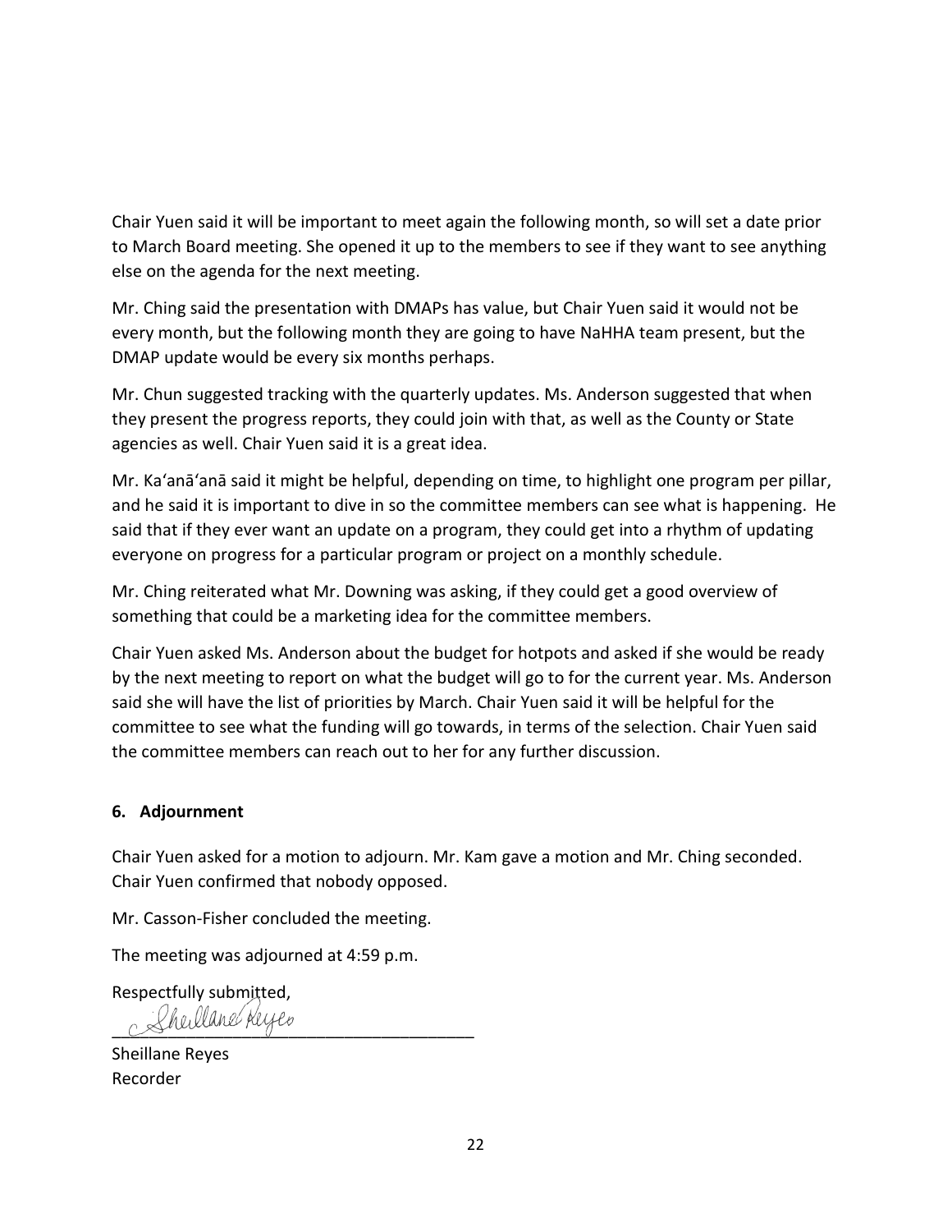Chair Yuen said it will be important to meet again the following month, so will set a date prior to March Board meeting. She opened it up to the members to see if they want to see anything else on the agenda for the next meeting.

Mr. Ching said the presentation with DMAPs has value, but Chair Yuen said it would not be every month, but the following month they are going to have NaHHA team present, but the DMAP update would be every six months perhaps.

Mr. Chun suggested tracking with the quarterly updates. Ms. Anderson suggested that when they present the progress reports, they could join with that, as well as the County or State agencies as well. Chair Yuen said it is a great idea.

Mr. Ka'anā'anā said it might be helpful, depending on time, to highlight one program per pillar, and he said it is important to dive in so the committee members can see what is happening. He said that if they ever want an update on a program, they could get into a rhythm of updating everyone on progress for a particular program or project on a monthly schedule.

Mr. Ching reiterated what Mr. Downing was asking, if they could get a good overview of something that could be a marketing idea for the committee members.

Chair Yuen asked Ms. Anderson about the budget for hotpots and asked if she would be ready by the next meeting to report on what the budget will go to for the current year. Ms. Anderson said she will have the list of priorities by March. Chair Yuen said it will be helpful for the committee to see what the funding will go towards, in terms of the selection. Chair Yuen said the committee members can reach out to her for any further discussion.

### 6. Adjournment

Chair Yuen asked for a motion to adjourn. Mr. Kam gave a motion and Mr. Ching seconded. Chair Yuen confirmed that nobody opposed.

Mr. Casson-Fisher concluded the meeting.

The meeting was adjourned at 4:59 p.m.

Respectfully submitted,

Sheillane Reyes

Sheillane Reyes
Recorder